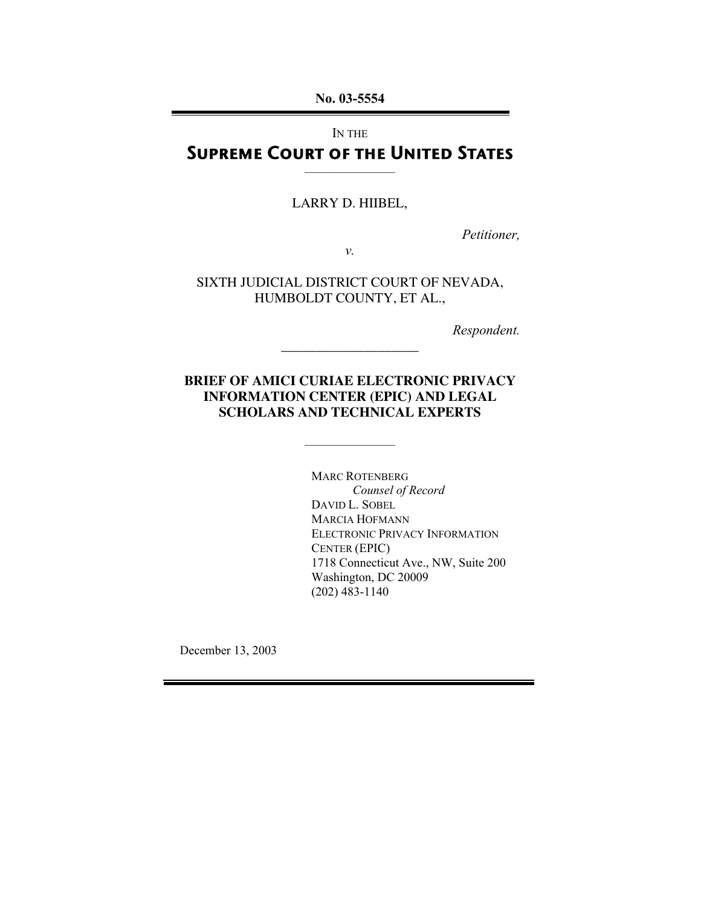**No. 03-5554**

---

IN THE

# Supreme Court of the United States

---

LARRY D. HIIBEL,

*Petitioner,*

*v.*

SIXTH JUDICIAL DISTRICT COURT OF NEVADA, HUMBOLDT COUNTY, ET AL.,

*Respondent.*

---

**BRIEF OF AMICI CURIAE ELECTRONIC PRIVACY INFORMATION CENTER (EPIC) AND LEGAL SCHOLARS AND TECHNICAL EXPERTS**

---

MARC ROTENBERG
*Counsel of Record*
DAVID L. SOBEL
MARCIA HOFMANN
ELECTRONIC PRIVACY INFORMATION CENTER (EPIC)
1718 Connecticut Ave., NW, Suite 200
Washington, DC 20009
(202) 483-1140

December 13, 2003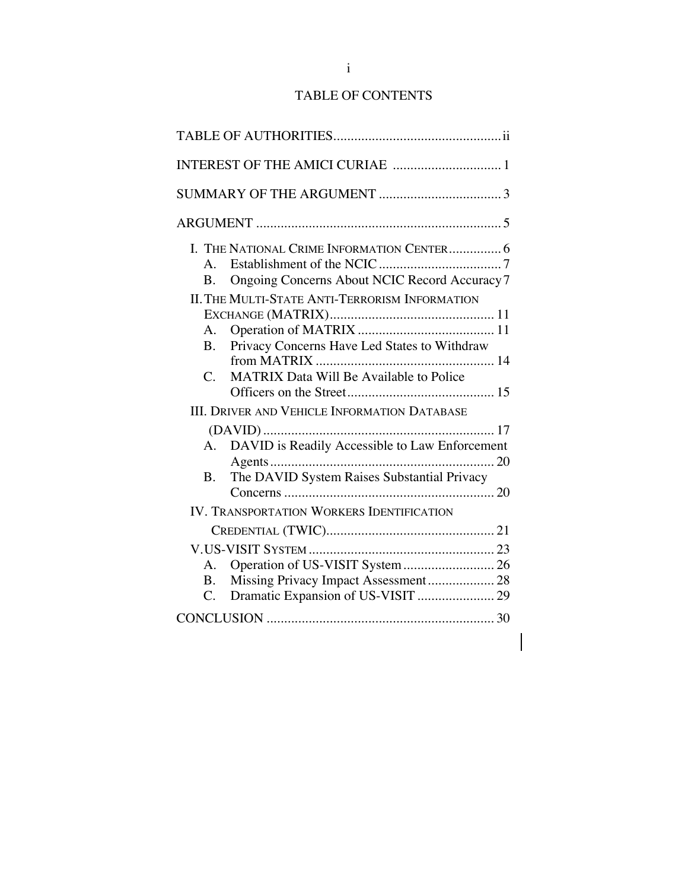# TABLE OF CONTENTS

TABLE OF AUTHORITIES ................................................ ii

INTEREST OF THE AMICI CURIAE ............................... 1

SUMMARY OF THE ARGUMENT ................................... 3

ARGUMENT ..................................................................... 5

- I. THE NATIONAL CRIME INFORMATION CENTER ............... 6
  - A. Establishment of the NCIC ................................... 7
  - B. Ongoing Concerns About NCIC Record Accuracy 7
- II. THE MULTI-STATE ANTI-TERRORISM INFORMATION EXCHANGE (MATRIX) ............................................... 11
  - A. Operation of MATRIX ....................................... 11
  - B. Privacy Concerns Have Led States to Withdraw from MATRIX ................................................... 14
  - C. MATRIX Data Will Be Available to Police Officers on the Street .......................................... 15
- III. DRIVER AND VEHICLE INFORMATION DATABASE (DAVID) .................................................................. 17
  - A. DAVID is Readily Accessible to Law Enforcement Agents ................................................................ 20
  - B. The DAVID System Raises Substantial Privacy Concerns ............................................................ 20
- IV. TRANSPORTATION WORKERS IDENTIFICATION CREDENTIAL (TWIC) ................................................. 21
- V. US-VISIT SYSTEM ..................................................... 23
  - A. Operation of US-VISIT System .......................... 26
  - B. Missing Privacy Impact Assessment ................... 28
  - C. Dramatic Expansion of US-VISIT ...................... 29

CONCLUSION ................................................................. 30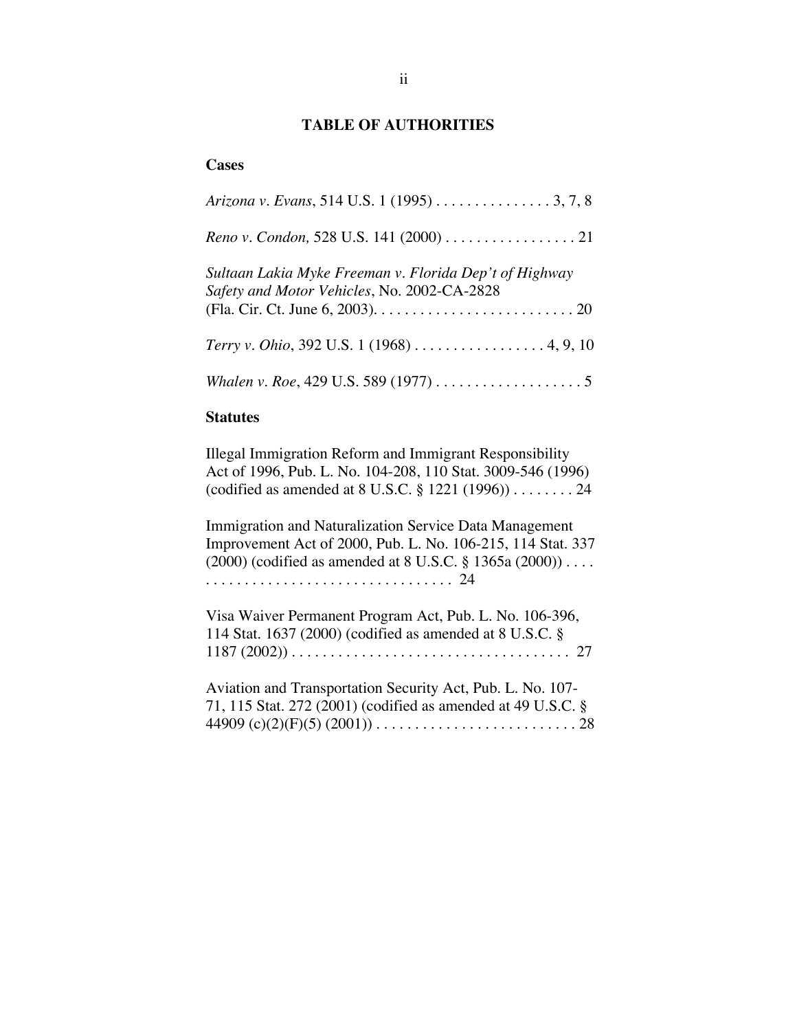## TABLE OF AUTHORITIES

### Cases

*Arizona v. Evans*, 514 U.S. 1 (1995) . . . . . . . . . . . . . . . 3, 7, 8

*Reno v. Condon,* 528 U.S. 141 (2000) . . . . . . . . . . . . . . . . . 21

*Sultaan Lakia Myke Freeman v. Florida Dep't of Highway Safety and Motor Vehicles*, No. 2002-CA-2828 (Fla. Cir. Ct. June 6, 2003). . . . . . . . . . . . . . . . . . . . . . . . . . 20

*Terry v. Ohio*, 392 U.S. 1 (1968) . . . . . . . . . . . . . . . . . 4, 9, 10

*Whalen v. Roe*, 429 U.S. 589 (1977) . . . . . . . . . . . . . . . . . . . 5

### Statutes

Illegal Immigration Reform and Immigrant Responsibility Act of 1996, Pub. L. No. 104-208, 110 Stat. 3009-546 (1996) (codified as amended at 8 U.S.C. § 1221 (1996)) . . . . . . . . 24

Immigration and Naturalization Service Data Management Improvement Act of 2000, Pub. L. No. 106-215, 114 Stat. 337 (2000) (codified as amended at 8 U.S.C. § 1365a (2000)) . . . . . . . . . . . . . . . . . . . . . . . . . . . . . . . . . . . 24

Visa Waiver Permanent Program Act, Pub. L. No. 106-396, 114 Stat. 1637 (2000) (codified as amended at 8 U.S.C. § 1187 (2002)) . . . . . . . . . . . . . . . . . . . . . . . . . . . . . . . . . . . . 27

Aviation and Transportation Security Act, Pub. L. No. 107-71, 115 Stat. 272 (2001) (codified as amended at 49 U.S.C. § 44909 (c)(2)(F)(5) (2001)) . . . . . . . . . . . . . . . . . . . . . . . . . . 28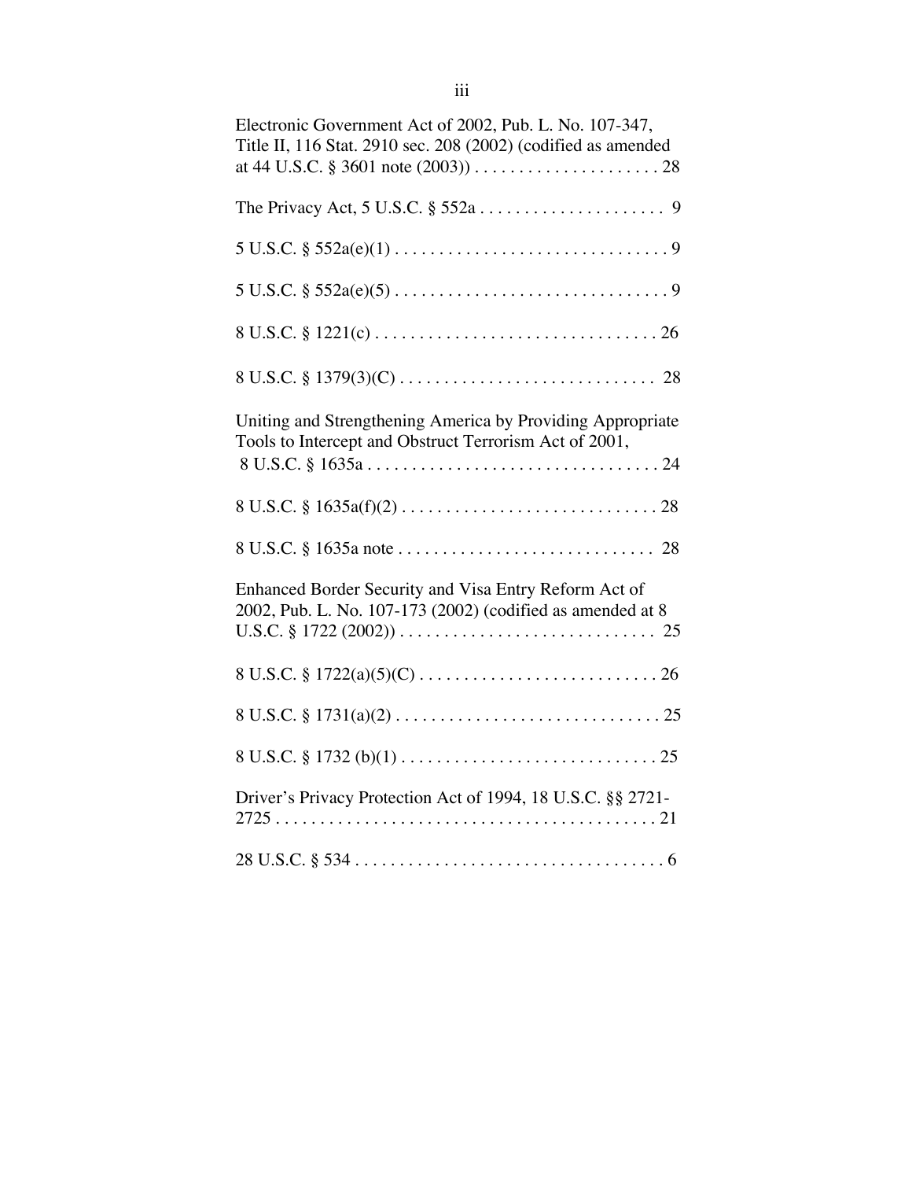Electronic Government Act of 2002, Pub. L. No. 107-347, Title II, 116 Stat. 2910 sec. 208 (2002) (codified as amended at 44 U.S.C. § 3601 note (2003)) . . . . . . . . . . . . . . . . . . . . . 28

The Privacy Act, 5 U.S.C. § 552a . . . . . . . . . . . . . . . . . . . . . 9

5 U.S.C. § 552a(e)(1) . . . . . . . . . . . . . . . . . . . . . . . . . . . . . . . 9

5 U.S.C. § 552a(e)(5) . . . . . . . . . . . . . . . . . . . . . . . . . . . . . . . 9

8 U.S.C. § 1221(c) . . . . . . . . . . . . . . . . . . . . . . . . . . . . . . . . 26

8 U.S.C. § 1379(3)(C) . . . . . . . . . . . . . . . . . . . . . . . . . . . . . 28

Uniting and Strengthening America by Providing Appropriate Tools to Intercept and Obstruct Terrorism Act of 2001, 8 U.S.C. § 1635a . . . . . . . . . . . . . . . . . . . . . . . . . . . . . . . . . 24

8 U.S.C. § 1635a(f)(2) . . . . . . . . . . . . . . . . . . . . . . . . . . . . . 28

8 U.S.C. § 1635a note . . . . . . . . . . . . . . . . . . . . . . . . . . . . . 28

Enhanced Border Security and Visa Entry Reform Act of 2002, Pub. L. No. 107-173 (2002) (codified as amended at 8 U.S.C. § 1722 (2002)) . . . . . . . . . . . . . . . . . . . . . . . . . . . . . 25

8 U.S.C. § 1722(a)(5)(C) . . . . . . . . . . . . . . . . . . . . . . . . . . . 26

8 U.S.C. § 1731(a)(2) . . . . . . . . . . . . . . . . . . . . . . . . . . . . . . 25

8 U.S.C. § 1732 (b)(1) . . . . . . . . . . . . . . . . . . . . . . . . . . . . . 25

Driver's Privacy Protection Act of 1994, 18 U.S.C. §§ 2721-2725 . . . . . . . . . . . . . . . . . . . . . . . . . . . . . . . . . . . . . . . . . . . 21

28 U.S.C. § 534 . . . . . . . . . . . . . . . . . . . . . . . . . . . . . . . . . . . 6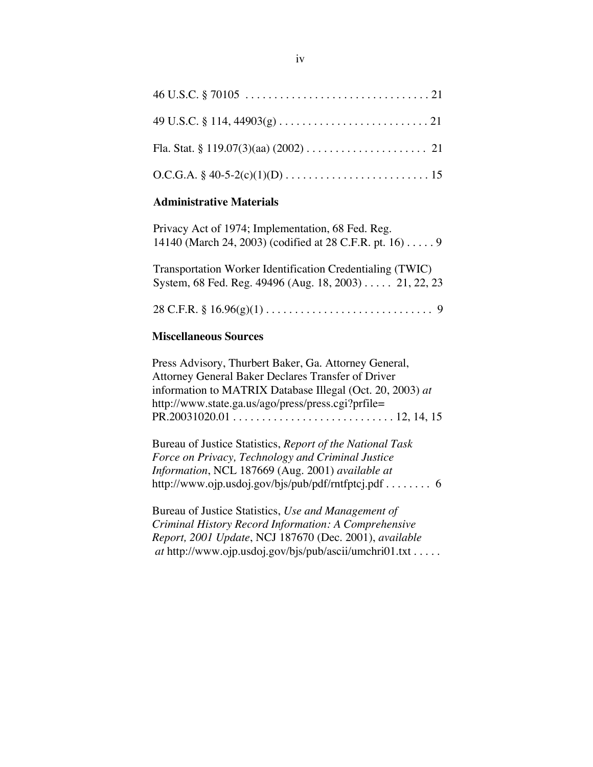46 U.S.C. § 70105 . . . . . . . . . . . . . . . . . . . . . . . . . . . . . . . . 21

49 U.S.C. § 114, 44903(g) . . . . . . . . . . . . . . . . . . . . . . . . . . 21

Fla. Stat. § 119.07(3)(aa) (2002) . . . . . . . . . . . . . . . . . . . . . 21

O.C.G.A. § 40-5-2(c)(1)(D) . . . . . . . . . . . . . . . . . . . . . . . . . 15

**Administrative Materials**

Privacy Act of 1974; Implementation, 68 Fed. Reg. 14140 (March 24, 2003) (codified at 28 C.F.R. pt. 16) . . . . . 9

Transportation Worker Identification Credentialing (TWIC) System, 68 Fed. Reg. 49496 (Aug. 18, 2003) . . . . . 21, 22, 23

28 C.F.R. § 16.96(g)(1) . . . . . . . . . . . . . . . . . . . . . . . . . . . . . 9

**Miscellaneous Sources**

Press Advisory, Thurbert Baker, Ga. Attorney General, Attorney General Baker Declares Transfer of Driver information to MATRIX Database Illegal (Oct. 20, 2003) *at* http://www.state.ga.us/ago/press/press.cgi?prfile=PR.20031020.01 . . . . . . . . . . . . . . . . . . . . . . . . . . . . 12, 14, 15

Bureau of Justice Statistics, *Report of the National Task Force on Privacy, Technology and Criminal Justice Information*, NCL 187669 (Aug. 2001) *available at* http://www.ojp.usdoj.gov/bjs/pub/pdf/rntfptcj.pdf . . . . . . . . 6

Bureau of Justice Statistics, *Use and Management of Criminal History Record Information: A Comprehensive Report, 2001 Update*, NCJ 187670 (Dec. 2001), *available at* http://www.ojp.usdoj.gov/bjs/pub/ascii/umchri01.txt . . . . .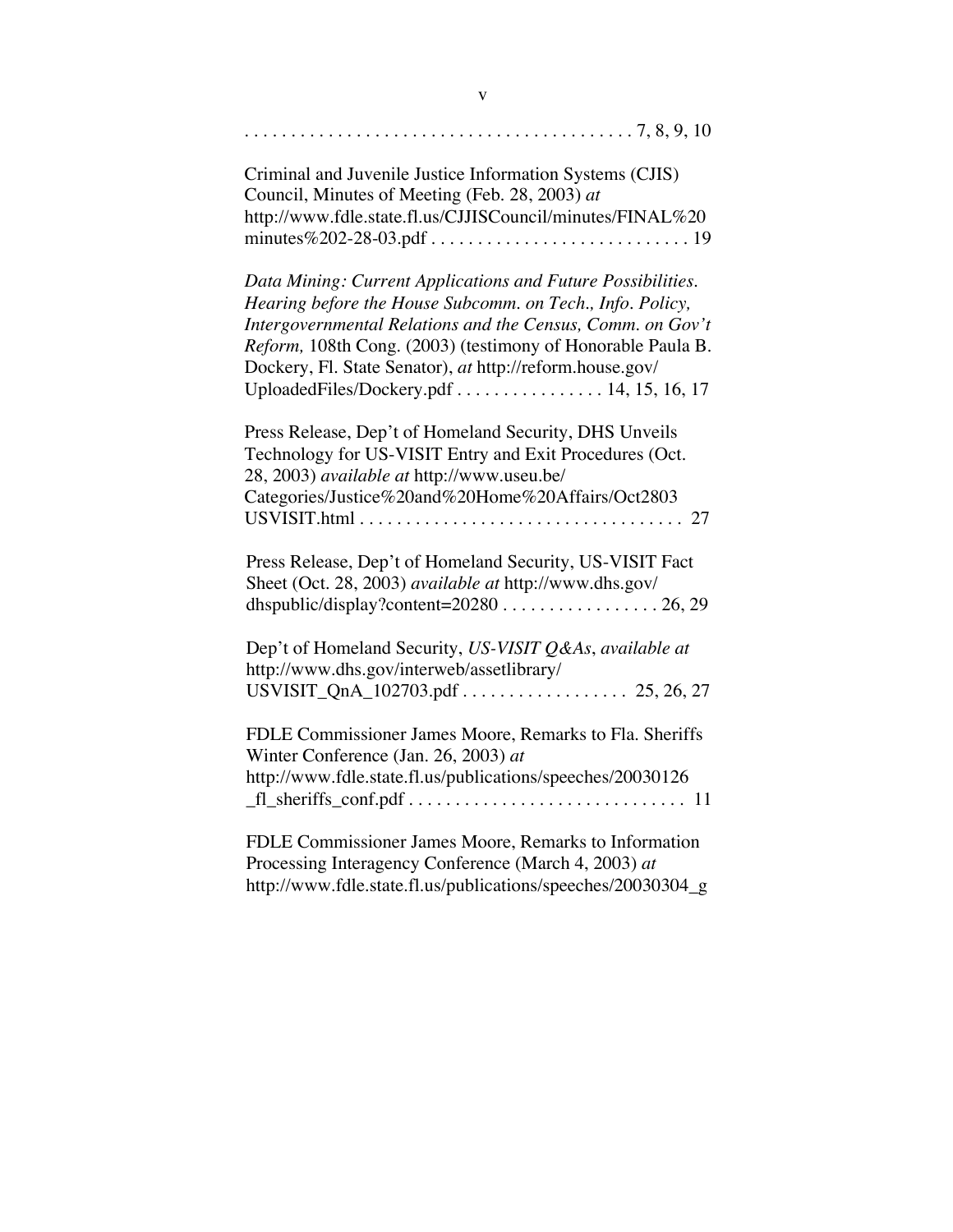. . . . . . . . . . . . . . . . . . . . . . . . . . . . . . . . . . . . . . . . . 7, 8, 9, 10

Criminal and Juvenile Justice Information Systems (CJIS) Council, Minutes of Meeting (Feb. 28, 2003) *at* http://www.fdle.state.fl.us/CJJISCouncil/minutes/FINAL%20minutes%202-28-03.pdf . . . . . . . . . . . . . . . . . . . . . . . . . . . . 19

*Data Mining: Current Applications and Future Possibilities. Hearing before the House Subcomm. on Tech., Info. Policy, Intergovernmental Relations and the Census, Comm. on Gov't Reform,* 108th Cong. (2003) (testimony of Honorable Paula B. Dockery, Fl. State Senator), *at* http://reform.house.gov/UploadedFiles/Dockery.pdf . . . . . . . . . . . . . . . . 14, 15, 16, 17

Press Release, Dep't of Homeland Security, DHS Unveils Technology for US-VISIT Entry and Exit Procedures (Oct. 28, 2003) *available at* http://www.useu.be/Categories/Justice%20and%20Home%20Affairs/Oct2803USVISIT.html . . . . . . . . . . . . . . . . . . . . . . . . . . . . . . . . . . . 27

Press Release, Dep't of Homeland Security, US-VISIT Fact Sheet (Oct. 28, 2003) *available at* http://www.dhs.gov/dhspublic/display?content=20280 . . . . . . . . . . . . . . . . . 26, 29

Dep't of Homeland Security, *US-VISIT Q&As*, *available at* http://www.dhs.gov/interweb/assetlibrary/USVISIT_QnA_102703.pdf . . . . . . . . . . . . . . . . . . 25, 26, 27

FDLE Commissioner James Moore, Remarks to Fla. Sheriffs Winter Conference (Jan. 26, 2003) *at* http://www.fdle.state.fl.us/publications/speeches/20030126_fl_sheriffs_conf.pdf . . . . . . . . . . . . . . . . . . . . . . . . . . . . . . 11

FDLE Commissioner James Moore, Remarks to Information Processing Interagency Conference (March 4, 2003) *at* http://www.fdle.state.fl.us/publications/speeches/20030304_g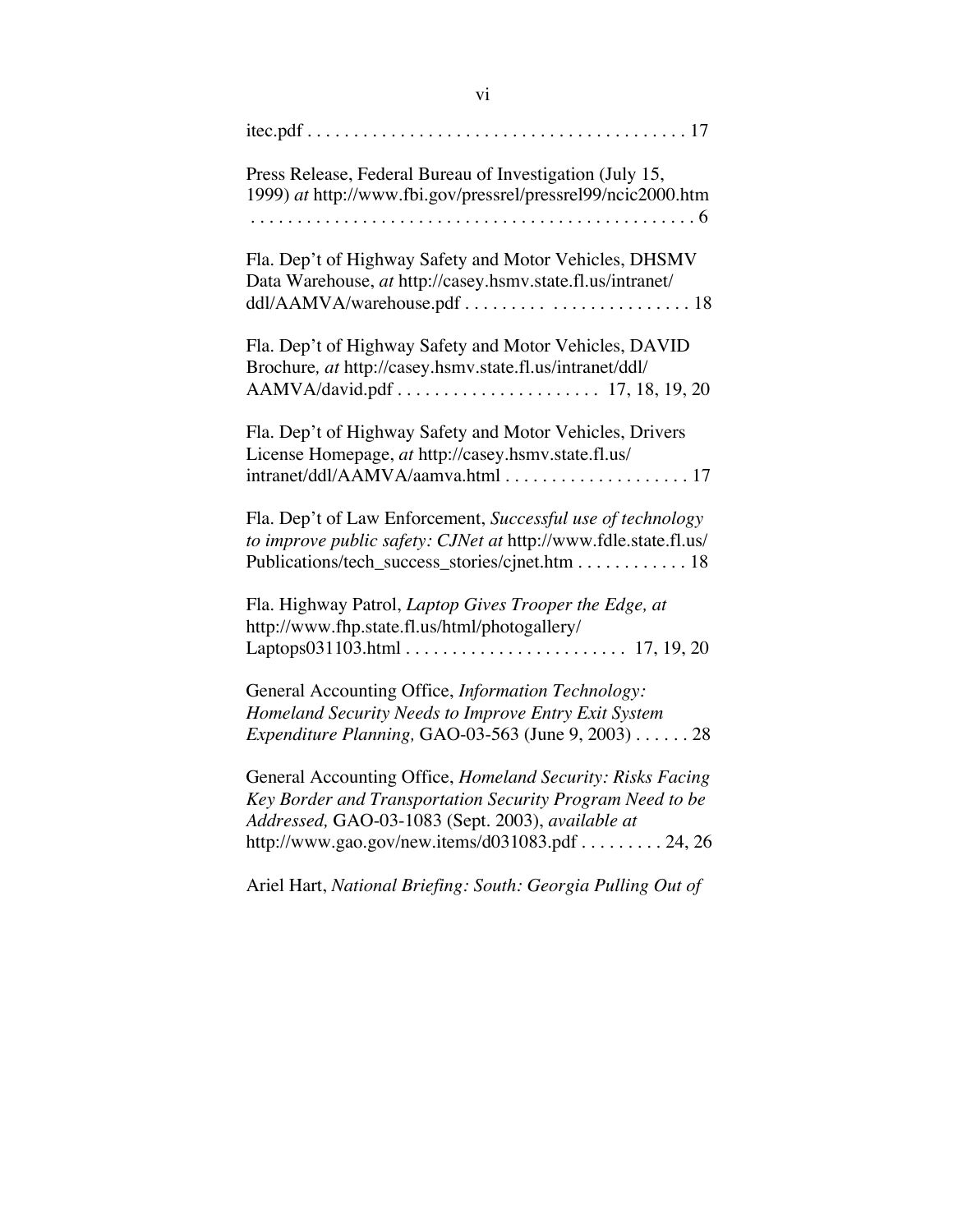itec.pdf . . . . . . . . . . . . . . . . . . . . . . . . . . . . . . . . . . . . . . . . 17

Press Release, Federal Bureau of Investigation (July 15, 1999) *at* http://www.fbi.gov/pressrel/pressrel99/ncic2000.htm . . . . . . . . . . . . . . . . . . . . . . . . . . . . . . . . . . . . . . . . . . . . . . 6

Fla. Dep't of Highway Safety and Motor Vehicles, DHSMV Data Warehouse, *at* http://casey.hsmv.state.fl.us/intranet/ddl/AAMVA/warehouse.pdf . . . . . . . . . . . . . . . . . . . . . . . . 18

Fla. Dep't of Highway Safety and Motor Vehicles, DAVID Brochure*, at* http://casey.hsmv.state.fl.us/intranet/ddl/AAMVA/david.pdf . . . . . . . . . . . . . . . . . . . . . . 17, 18, 19, 20

Fla. Dep't of Highway Safety and Motor Vehicles, Drivers License Homepage, *at* http://casey.hsmv.state.fl.us/intranet/ddl/AAMVA/aamva.html . . . . . . . . . . . . . . . . . . . . 17

Fla. Dep't of Law Enforcement, *Successful use of technology to improve public safety: CJNet at* http://www.fdle.state.fl.us/Publications/tech_success_stories/cjnet.htm . . . . . . . . . . . . 18

Fla. Highway Patrol, *Laptop Gives Trooper the Edge, at* http://www.fhp.state.fl.us/html/photogallery/Laptops031103.html . . . . . . . . . . . . . . . . . . . . . . . . 17, 19, 20

General Accounting Office, *Information Technology: Homeland Security Needs to Improve Entry Exit System Expenditure Planning,* GAO-03-563 (June 9, 2003) . . . . . . 28

General Accounting Office, *Homeland Security: Risks Facing Key Border and Transportation Security Program Need to be Addressed,* GAO-03-1083 (Sept. 2003), *available at* http://www.gao.gov/new.items/d031083.pdf . . . . . . . . . 24, 26

Ariel Hart, *National Briefing: South: Georgia Pulling Out of*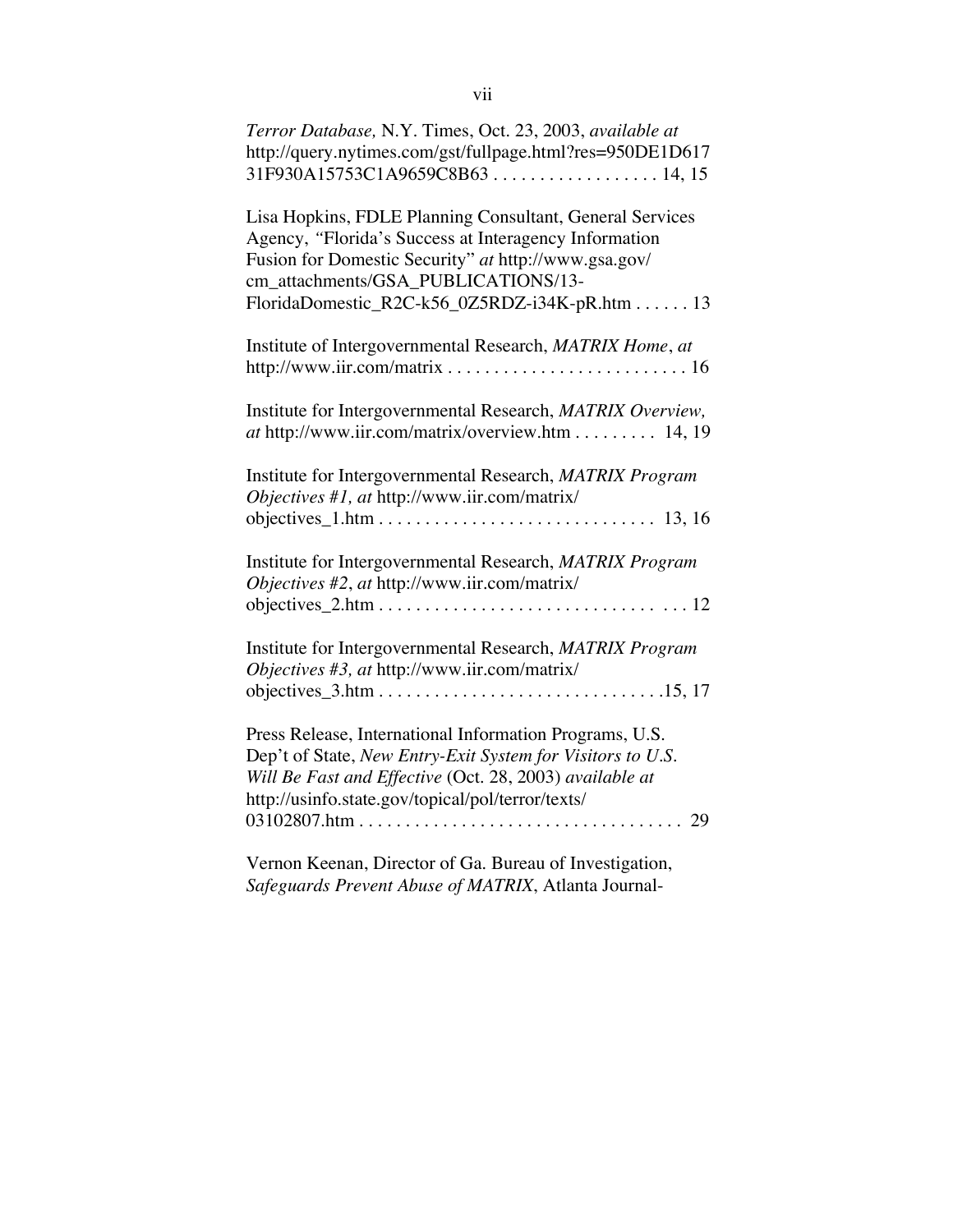*Terror Database,* N.Y. Times, Oct. 23, 2003, *available at* http://query.nytimes.com/gst/fullpage.html?res=950DE1D61731F930A15753C1A9659C8B63 . . . . . . . . . . . . . . . . . . 14, 15

Lisa Hopkins, FDLE Planning Consultant, General Services Agency, "Florida's Success at Interagency Information Fusion for Domestic Security" *at* http://www.gsa.gov/cm_attachments/GSA_PUBLICATIONS/13-FloridaDomestic_R2C-k56_0Z5RDZ-i34K-pR.htm . . . . . . 13

Institute of Intergovernmental Research, *MATRIX Home*, *at* http://www.iir.com/matrix . . . . . . . . . . . . . . . . . . . . . . . . . . 16

Institute for Intergovernmental Research, *MATRIX Overview, at* http://www.iir.com/matrix/overview.htm . . . . . . . . . 14, 19

Institute for Intergovernmental Research, *MATRIX Program Objectives #1, at* http://www.iir.com/matrix/objectives_1.htm . . . . . . . . . . . . . . . . . . . . . . . . . . . . . . 13, 16

Institute for Intergovernmental Research, *MATRIX Program Objectives #2*, *at* http://www.iir.com/matrix/objectives_2.htm . . . . . . . . . . . . . . . . . . . . . . . . . . . . . . . . . . 12

Institute for Intergovernmental Research, *MATRIX Program Objectives #3, at* http://www.iir.com/matrix/objectives_3.htm . . . . . . . . . . . . . . . . . . . . . . . . . . . . . . .15, 17

Press Release, International Information Programs, U.S. Dep't of State, *New Entry-Exit System for Visitors to U.S. Will Be Fast and Effective* (Oct. 28, 2003) *available at* http://usinfo.state.gov/topical/pol/terror/texts/03102807.htm . . . . . . . . . . . . . . . . . . . . . . . . . . . . . . . . . . . . 29

Vernon Keenan, Director of Ga. Bureau of Investigation, *Safeguards Prevent Abuse of MATRIX*, Atlanta Journal-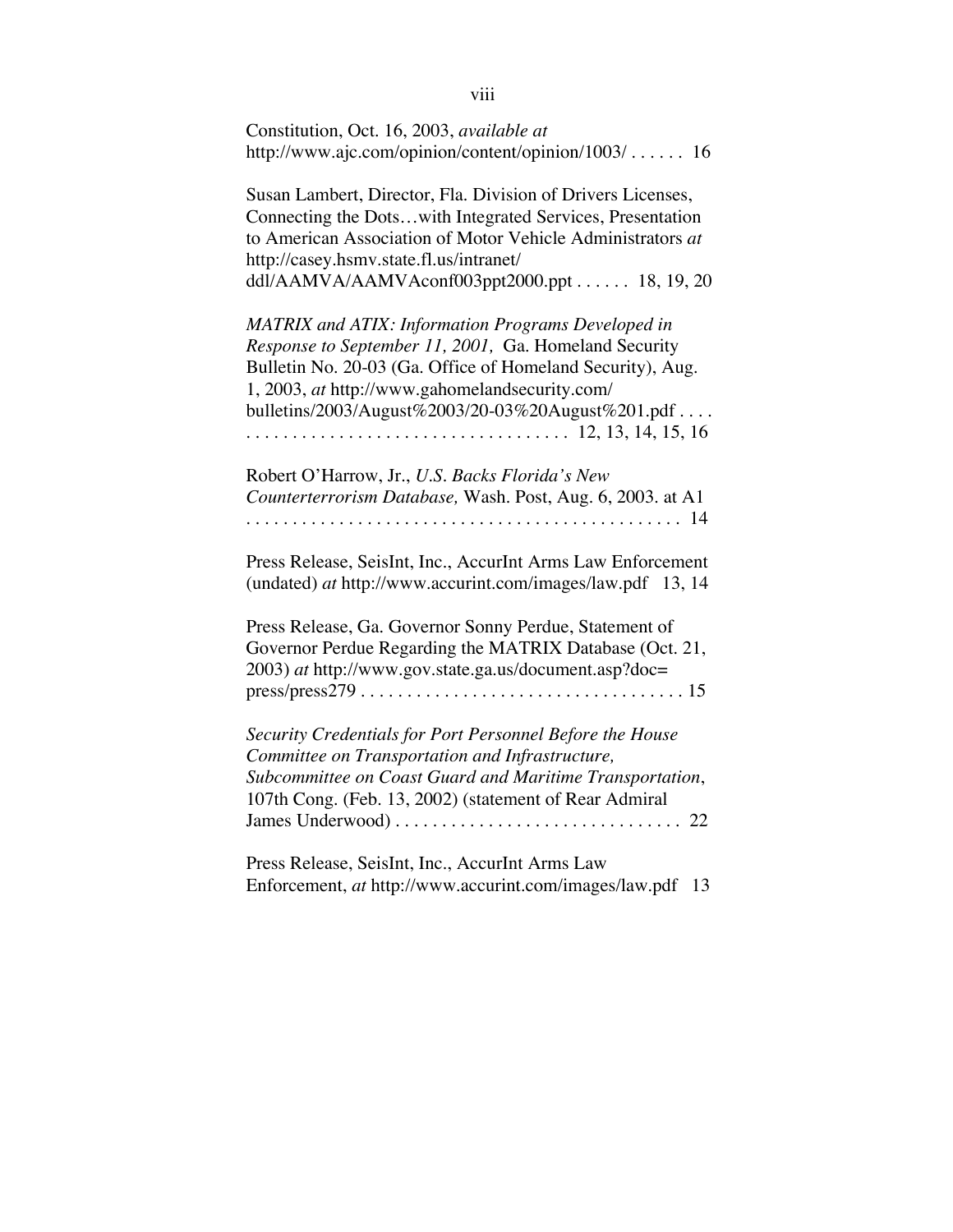Constitution, Oct. 16, 2003, *available at* http://www.ajc.com/opinion/content/opinion/1003/ . . . . . . 16

Susan Lambert, Director, Fla. Division of Drivers Licenses, Connecting the Dots…with Integrated Services, Presentation to American Association of Motor Vehicle Administrators *at* http://casey.hsmv.state.fl.us/intranet/ddl/AAMVA/AAMVAconf003ppt2000.ppt . . . . . . 18, 19, 20

*MATRIX and ATIX: Information Programs Developed in Response to September 11, 2001,* Ga. Homeland Security Bulletin No. 20-03 (Ga. Office of Homeland Security), Aug. 1, 2003, *at* http://www.gahomelandsecurity.com/bulletins/2003/August%2003/20-03%20August%201.pdf . . . . . . . . . . . . . . . . . . . . . . . . . . . . . . . . . . . . . . 12, 13, 14, 15, 16

Robert O'Harrow, Jr., *U.S. Backs Florida's New Counterterrorism Database,* Wash. Post, Aug. 6, 2003. at A1 . . . . . . . . . . . . . . . . . . . . . . . . . . . . . . . . . . . . . . . . . . . . . . . . 14

Press Release, SeisInt, Inc., AccurInt Arms Law Enforcement (undated) *at* http://www.accurint.com/images/law.pdf 13, 14

Press Release, Ga. Governor Sonny Perdue, Statement of Governor Perdue Regarding the MATRIX Database (Oct. 21, 2003) *at* http://www.gov.state.ga.us/document.asp?doc=press/press279 . . . . . . . . . . . . . . . . . . . . . . . . . . . . . . . . . . . 15

*Security Credentials for Port Personnel Before the House Committee on Transportation and Infrastructure, Subcommittee on Coast Guard and Maritime Transportation*, 107th Cong. (Feb. 13, 2002) (statement of Rear Admiral James Underwood) . . . . . . . . . . . . . . . . . . . . . . . . . . . . . . . 22

Press Release, SeisInt, Inc., AccurInt Arms Law Enforcement, *at* http://www.accurint.com/images/law.pdf 13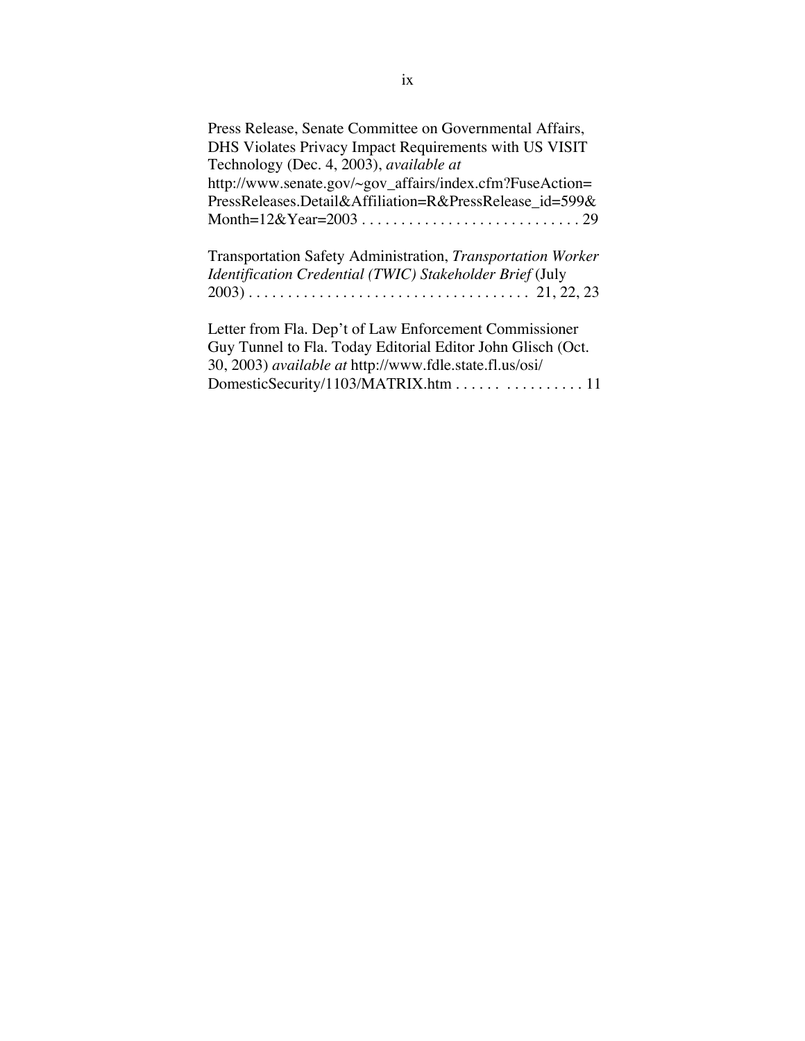Press Release, Senate Committee on Governmental Affairs, DHS Violates Privacy Impact Requirements with US VISIT Technology (Dec. 4, 2003), *available at* http://www.senate.gov/~gov_affairs/index.cfm?FuseAction=PressReleases.Detail&Affiliation=R&PressRelease_id=599&Month=12&Year=2003 . . . . . . . . . . . . . . . . . . . . . . . . . . . . . 29

Transportation Safety Administration, *Transportation Worker Identification Credential (TWIC) Stakeholder Brief* (July 2003) . . . . . . . . . . . . . . . . . . . . . . . . . . . . . . . . . . . . 21, 22, 23

Letter from Fla. Dep't of Law Enforcement Commissioner Guy Tunnel to Fla. Today Editorial Editor John Glisch (Oct. 30, 2003) *available at* http://www.fdle.state.fl.us/osi/DomesticSecurity/1103/MATRIX.htm . . . . . . . . . . . . . . . . 11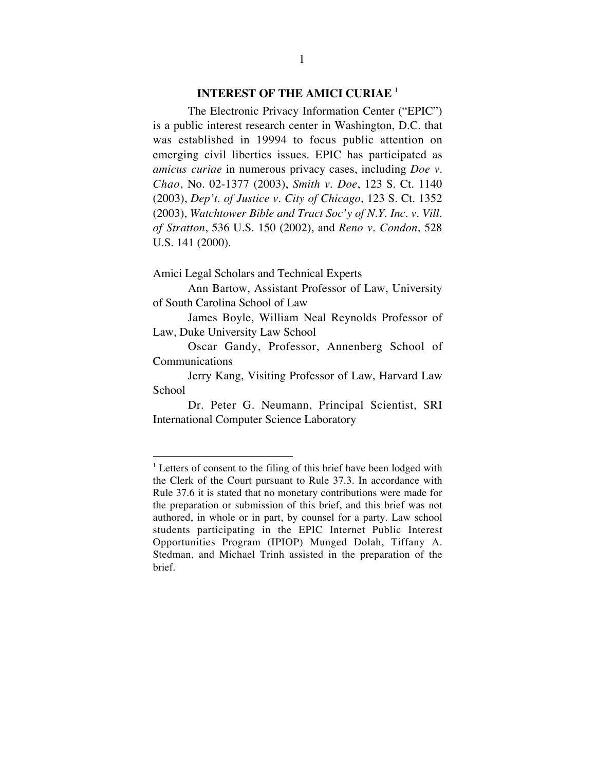## INTEREST OF THE AMICI CURIAE [1]

The Electronic Privacy Information Center ("EPIC") is a public interest research center in Washington, D.C. that was established in 19994 to focus public attention on emerging civil liberties issues. EPIC has participated as *amicus curiae* in numerous privacy cases, including *Doe v. Chao*, No. 02-1377 (2003), *Smith v. Doe*, 123 S. Ct. 1140 (2003), *Dep't. of Justice v. City of Chicago*, 123 S. Ct. 1352 (2003), *Watchtower Bible and Tract Soc'y of N.Y. Inc. v. Vill. of Stratton*, 536 U.S. 150 (2002), and *Reno v. Condon*, 528 U.S. 141 (2000).

Amici Legal Scholars and Technical Experts

Ann Bartow, Assistant Professor of Law, University of South Carolina School of Law

James Boyle, William Neal Reynolds Professor of Law, Duke University Law School

Oscar Gandy, Professor, Annenberg School of Communications

Jerry Kang, Visiting Professor of Law, Harvard Law School

Dr. Peter G. Neumann, Principal Scientist, SRI International Computer Science Laboratory

---

[1] Letters of consent to the filing of this brief have been lodged with the Clerk of the Court pursuant to Rule 37.3. In accordance with Rule 37.6 it is stated that no monetary contributions were made for the preparation or submission of this brief, and this brief was not authored, in whole or in part, by counsel for a party. Law school students participating in the EPIC Internet Public Interest Opportunities Program (IPIOP) Munged Dolah, Tiffany A. Stedman, and Michael Trinh assisted in the preparation of the brief.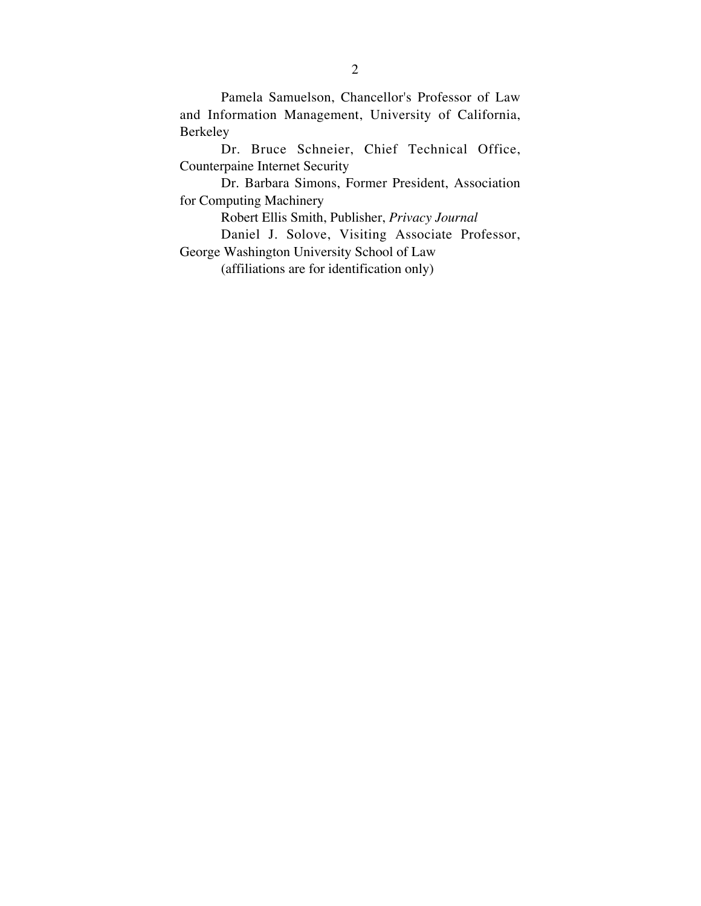Pamela Samuelson, Chancellor's Professor of Law and Information Management, University of California, Berkeley

Dr. Bruce Schneier, Chief Technical Office, Counterpaine Internet Security

Dr. Barbara Simons, Former President, Association for Computing Machinery

Robert Ellis Smith, Publisher, *Privacy Journal*

Daniel J. Solove, Visiting Associate Professor, George Washington University School of Law

(affiliations are for identification only)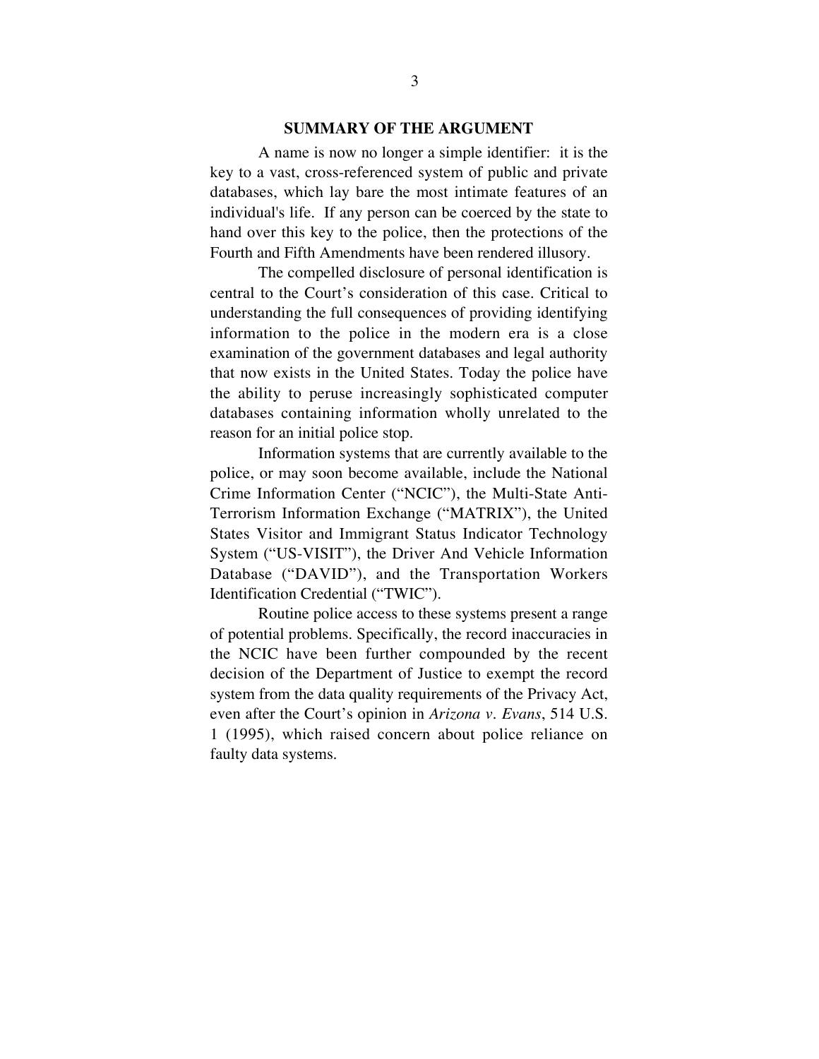## SUMMARY OF THE ARGUMENT

A name is now no longer a simple identifier: it is the key to a vast, cross-referenced system of public and private databases, which lay bare the most intimate features of an individual's life. If any person can be coerced by the state to hand over this key to the police, then the protections of the Fourth and Fifth Amendments have been rendered illusory.

The compelled disclosure of personal identification is central to the Court's consideration of this case. Critical to understanding the full consequences of providing identifying information to the police in the modern era is a close examination of the government databases and legal authority that now exists in the United States. Today the police have the ability to peruse increasingly sophisticated computer databases containing information wholly unrelated to the reason for an initial police stop.

Information systems that are currently available to the police, or may soon become available, include the National Crime Information Center ("NCIC"), the Multi-State Anti-Terrorism Information Exchange ("MATRIX"), the United States Visitor and Immigrant Status Indicator Technology System ("US-VISIT"), the Driver And Vehicle Information Database ("DAVID"), and the Transportation Workers Identification Credential ("TWIC").

Routine police access to these systems present a range of potential problems. Specifically, the record inaccuracies in the NCIC have been further compounded by the recent decision of the Department of Justice to exempt the record system from the data quality requirements of the Privacy Act, even after the Court's opinion in *Arizona v. Evans*, 514 U.S. 1 (1995), which raised concern about police reliance on faulty data systems.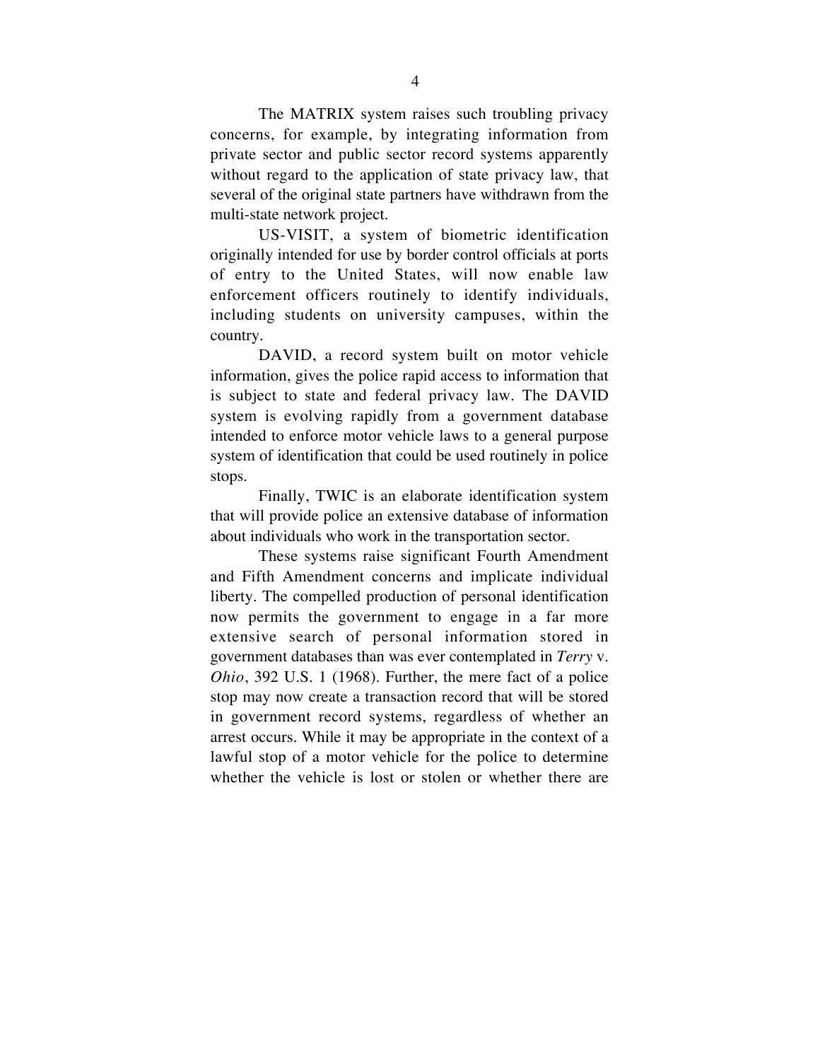The MATRIX system raises such troubling privacy concerns, for example, by integrating information from private sector and public sector record systems apparently without regard to the application of state privacy law, that several of the original state partners have withdrawn from the multi-state network project.

US-VISIT, a system of biometric identification originally intended for use by border control officials at ports of entry to the United States, will now enable law enforcement officers routinely to identify individuals, including students on university campuses, within the country.

DAVID, a record system built on motor vehicle information, gives the police rapid access to information that is subject to state and federal privacy law. The DAVID system is evolving rapidly from a government database intended to enforce motor vehicle laws to a general purpose system of identification that could be used routinely in police stops.

Finally, TWIC is an elaborate identification system that will provide police an extensive database of information about individuals who work in the transportation sector.

These systems raise significant Fourth Amendment and Fifth Amendment concerns and implicate individual liberty. The compelled production of personal identification now permits the government to engage in a far more extensive search of personal information stored in government databases than was ever contemplated in *Terry* v. *Ohio*, 392 U.S. 1 (1968). Further, the mere fact of a police stop may now create a transaction record that will be stored in government record systems, regardless of whether an arrest occurs. While it may be appropriate in the context of a lawful stop of a motor vehicle for the police to determine whether the vehicle is lost or stolen or whether there are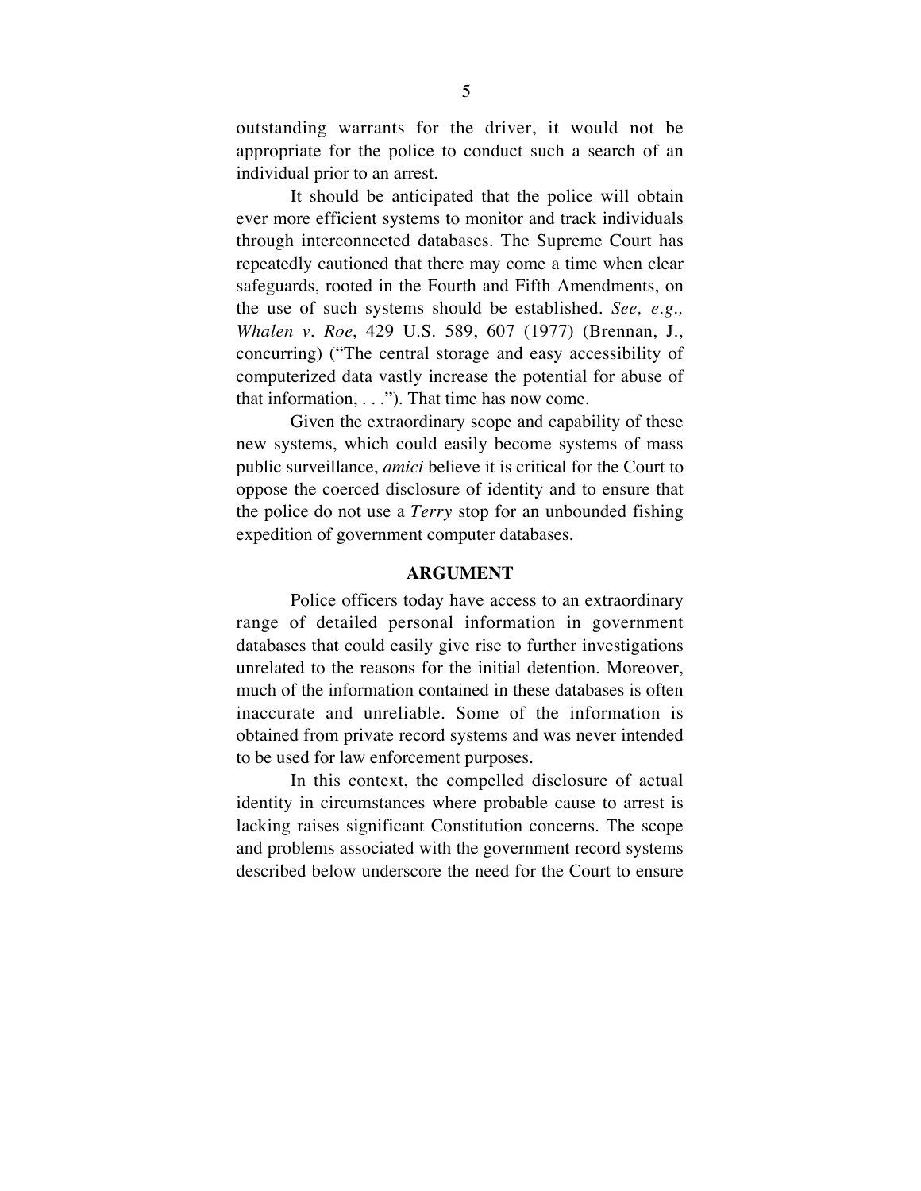outstanding warrants for the driver, it would not be appropriate for the police to conduct such a search of an individual prior to an arrest.

It should be anticipated that the police will obtain ever more efficient systems to monitor and track individuals through interconnected databases. The Supreme Court has repeatedly cautioned that there may come a time when clear safeguards, rooted in the Fourth and Fifth Amendments, on the use of such systems should be established. *See, e.g., Whalen v. Roe*, 429 U.S. 589, 607 (1977) (Brennan, J., concurring) ("The central storage and easy accessibility of computerized data vastly increase the potential for abuse of that information, . . ."). That time has now come.

Given the extraordinary scope and capability of these new systems, which could easily become systems of mass public surveillance, *amici* believe it is critical for the Court to oppose the coerced disclosure of identity and to ensure that the police do not use a *Terry* stop for an unbounded fishing expedition of government computer databases.

## ARGUMENT

Police officers today have access to an extraordinary range of detailed personal information in government databases that could easily give rise to further investigations unrelated to the reasons for the initial detention. Moreover, much of the information contained in these databases is often inaccurate and unreliable. Some of the information is obtained from private record systems and was never intended to be used for law enforcement purposes.

In this context, the compelled disclosure of actual identity in circumstances where probable cause to arrest is lacking raises significant Constitution concerns. The scope and problems associated with the government record systems described below underscore the need for the Court to ensure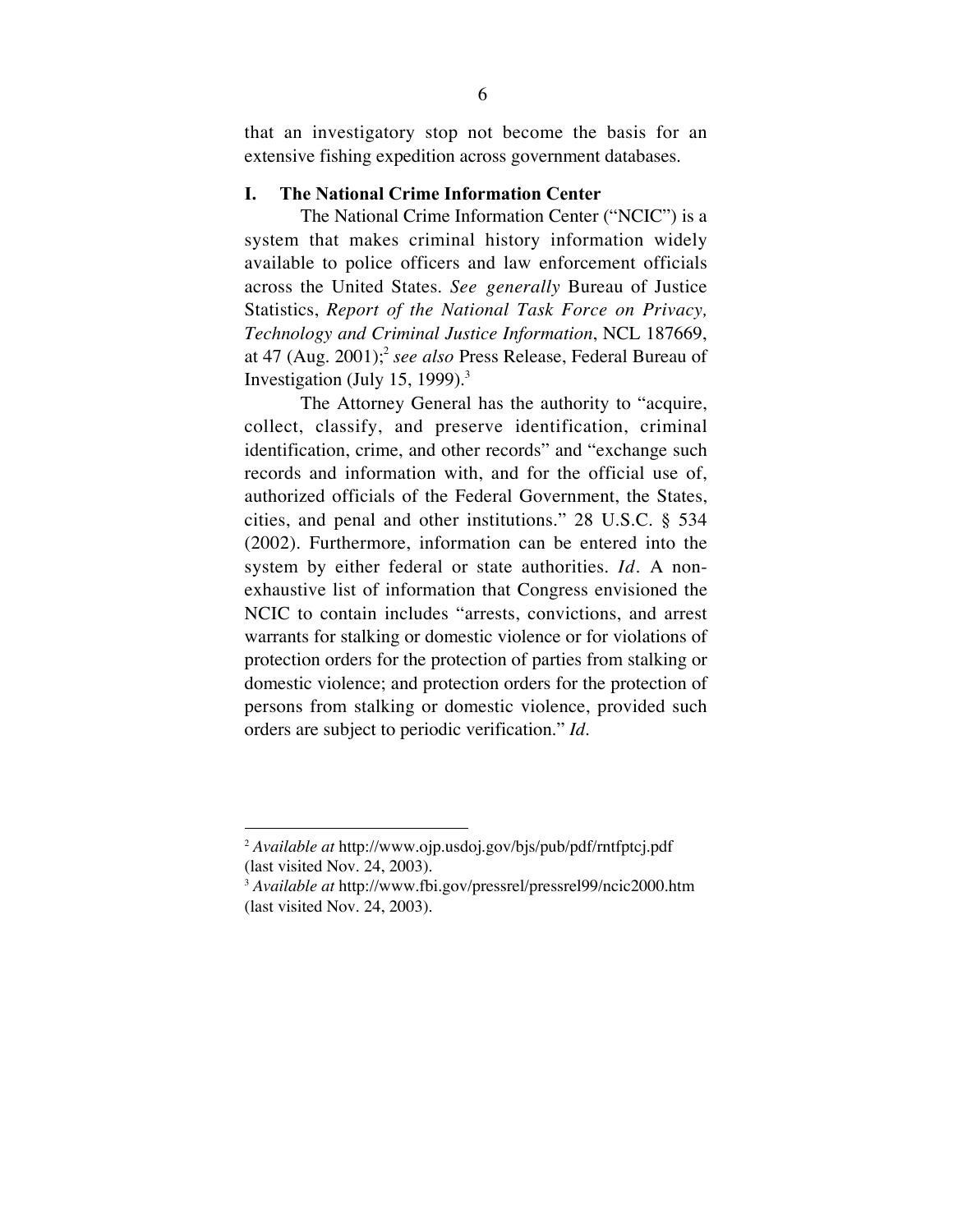that an investigatory stop not become the basis for an extensive fishing expedition across government databases.

## I. The National Crime Information Center

The National Crime Information Center ("NCIC") is a system that makes criminal history information widely available to police officers and law enforcement officials across the United States. *See generally* Bureau of Justice Statistics, *Report of the National Task Force on Privacy, Technology and Criminal Justice Information*, NCL 187669, at 47 (Aug. 2001);[2] *see also* Press Release, Federal Bureau of Investigation (July 15, 1999).[3]

The Attorney General has the authority to "acquire, collect, classify, and preserve identification, criminal identification, crime, and other records" and "exchange such records and information with, and for the official use of, authorized officials of the Federal Government, the States, cities, and penal and other institutions." 28 U.S.C. § 534 (2002). Furthermore, information can be entered into the system by either federal or state authorities. *Id*. A non-exhaustive list of information that Congress envisioned the NCIC to contain includes "arrests, convictions, and arrest warrants for stalking or domestic violence or for violations of protection orders for the protection of parties from stalking or domestic violence; and protection orders for the protection of persons from stalking or domestic violence, provided such orders are subject to periodic verification." *Id.*

---

[2] *Available at* http://www.ojp.usdoj.gov/bjs/pub/pdf/rntfptcj.pdf (last visited Nov. 24, 2003).

[3] *Available at* http://www.fbi.gov/pressrel/pressrel99/ncic2000.htm (last visited Nov. 24, 2003).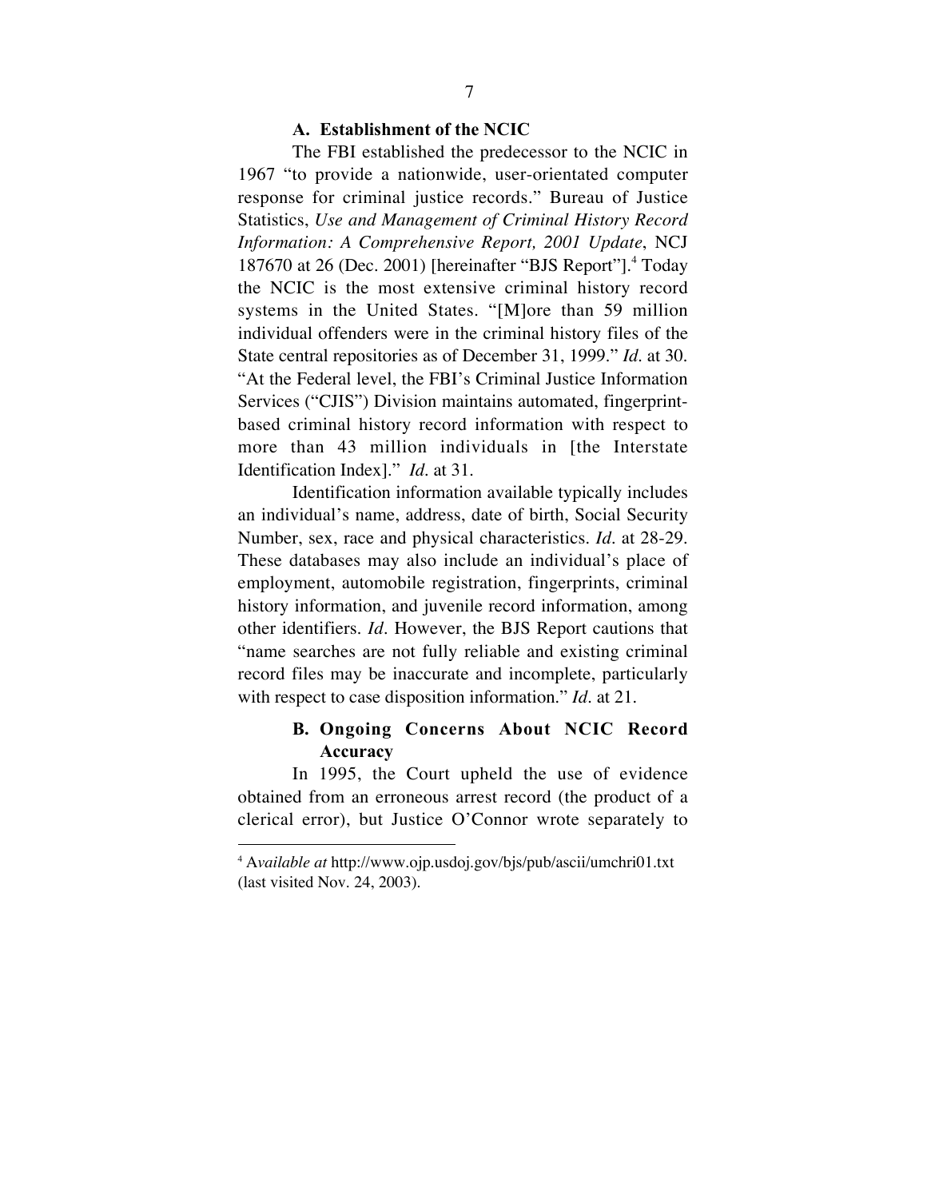### A. Establishment of the NCIC

The FBI established the predecessor to the NCIC in 1967 "to provide a nationwide, user-orientated computer response for criminal justice records." Bureau of Justice Statistics, *Use and Management of Criminal History Record Information: A Comprehensive Report, 2001 Update*, NCJ 187670 at 26 (Dec. 2001) [hereinafter "BJS Report"].[4] Today the NCIC is the most extensive criminal history record systems in the United States. "[M]ore than 59 million individual offenders were in the criminal history files of the State central repositories as of December 31, 1999." *Id.* at 30. "At the Federal level, the FBI's Criminal Justice Information Services ("CJIS") Division maintains automated, fingerprint-based criminal history record information with respect to more than 43 million individuals in [the Interstate Identification Index]." *Id.* at 31.

Identification information available typically includes an individual's name, address, date of birth, Social Security Number, sex, race and physical characteristics. *Id.* at 28-29. These databases may also include an individual's place of employment, automobile registration, fingerprints, criminal history information, and juvenile record information, among other identifiers. *Id.* However, the BJS Report cautions that "name searches are not fully reliable and existing criminal record files may be inaccurate and incomplete, particularly with respect to case disposition information." *Id.* at 21.

### B. Ongoing Concerns About NCIC Record Accuracy

In 1995, the Court upheld the use of evidence obtained from an erroneous arrest record (the product of a clerical error), but Justice O'Connor wrote separately to

---

[4] A*vailable at* http://www.ojp.usdoj.gov/bjs/pub/ascii/umchri01.txt (last visited Nov. 24, 2003).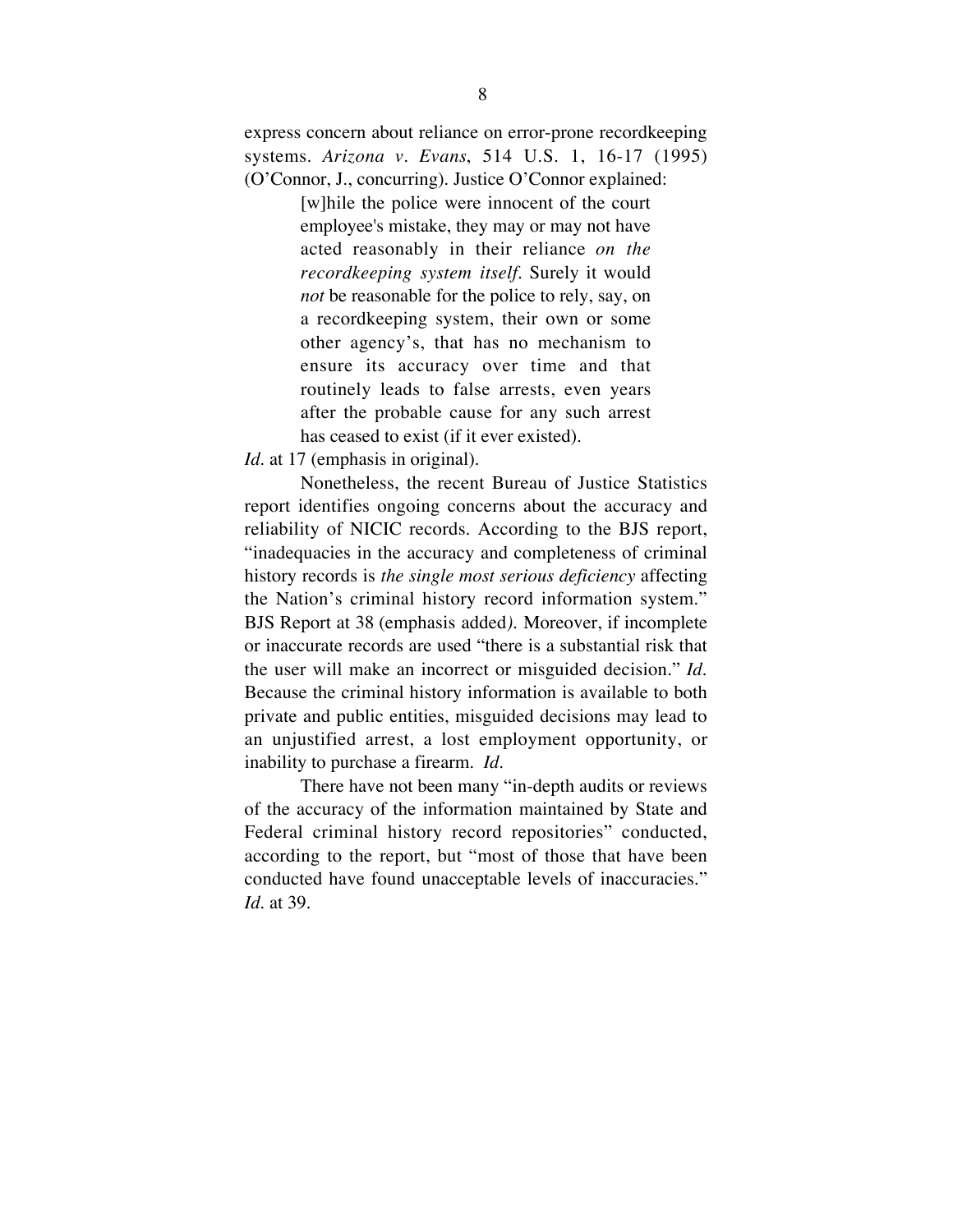express concern about reliance on error-prone recordkeeping systems. *Arizona v. Evans*, 514 U.S. 1, 16-17 (1995) (O'Connor, J., concurring). Justice O'Connor explained:

> [w]hile the police were innocent of the court employee's mistake, they may or may not have acted reasonably in their reliance *on the recordkeeping system itself*. Surely it would *not* be reasonable for the police to rely, say, on a recordkeeping system, their own or some other agency's, that has no mechanism to ensure its accuracy over time and that routinely leads to false arrests, even years after the probable cause for any such arrest has ceased to exist (if it ever existed).

*Id.* at 17 (emphasis in original).

Nonetheless, the recent Bureau of Justice Statistics report identifies ongoing concerns about the accuracy and reliability of NICIC records. According to the BJS report, "inadequacies in the accuracy and completeness of criminal history records is *the single most serious deficiency* affecting the Nation's criminal history record information system." BJS Report at 38 (emphasis added). Moreover, if incomplete or inaccurate records are used "there is a substantial risk that the user will make an incorrect or misguided decision." *Id.* Because the criminal history information is available to both private and public entities, misguided decisions may lead to an unjustified arrest, a lost employment opportunity, or inability to purchase a firearm. *Id.*

There have not been many "in-depth audits or reviews of the accuracy of the information maintained by State and Federal criminal history record repositories" conducted, according to the report, but "most of those that have been conducted have found unacceptable levels of inaccuracies." *Id.* at 39.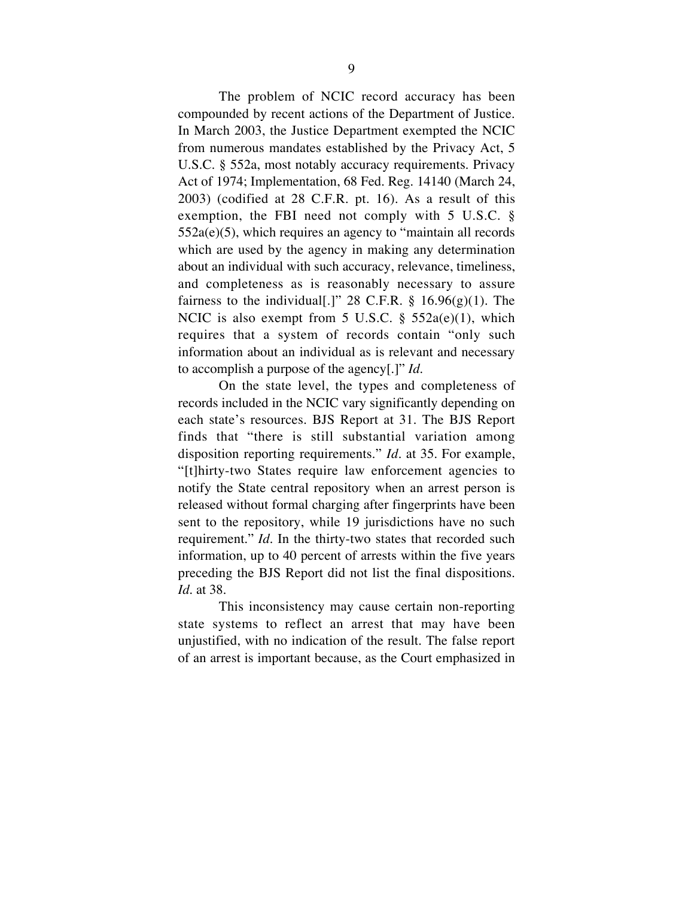The problem of NCIC record accuracy has been compounded by recent actions of the Department of Justice. In March 2003, the Justice Department exempted the NCIC from numerous mandates established by the Privacy Act, 5 U.S.C. § 552a, most notably accuracy requirements. Privacy Act of 1974; Implementation, 68 Fed. Reg. 14140 (March 24, 2003) (codified at 28 C.F.R. pt. 16). As a result of this exemption, the FBI need not comply with 5 U.S.C. § 552a(e)(5), which requires an agency to "maintain all records which are used by the agency in making any determination about an individual with such accuracy, relevance, timeliness, and completeness as is reasonably necessary to assure fairness to the individual[.]" 28 C.F.R. § 16.96(g)(1). The NCIC is also exempt from 5 U.S.C. § 552a(e)(1), which requires that a system of records contain "only such information about an individual as is relevant and necessary to accomplish a purpose of the agency[.]" *Id.*

On the state level, the types and completeness of records included in the NCIC vary significantly depending on each state's resources. BJS Report at 31. The BJS Report finds that "there is still substantial variation among disposition reporting requirements." *Id.* at 35. For example, "[t]hirty-two States require law enforcement agencies to notify the State central repository when an arrest person is released without formal charging after fingerprints have been sent to the repository, while 19 jurisdictions have no such requirement." *Id.* In the thirty-two states that recorded such information, up to 40 percent of arrests within the five years preceding the BJS Report did not list the final dispositions. *Id.* at 38.

This inconsistency may cause certain non-reporting state systems to reflect an arrest that may have been unjustified, with no indication of the result. The false report of an arrest is important because, as the Court emphasized in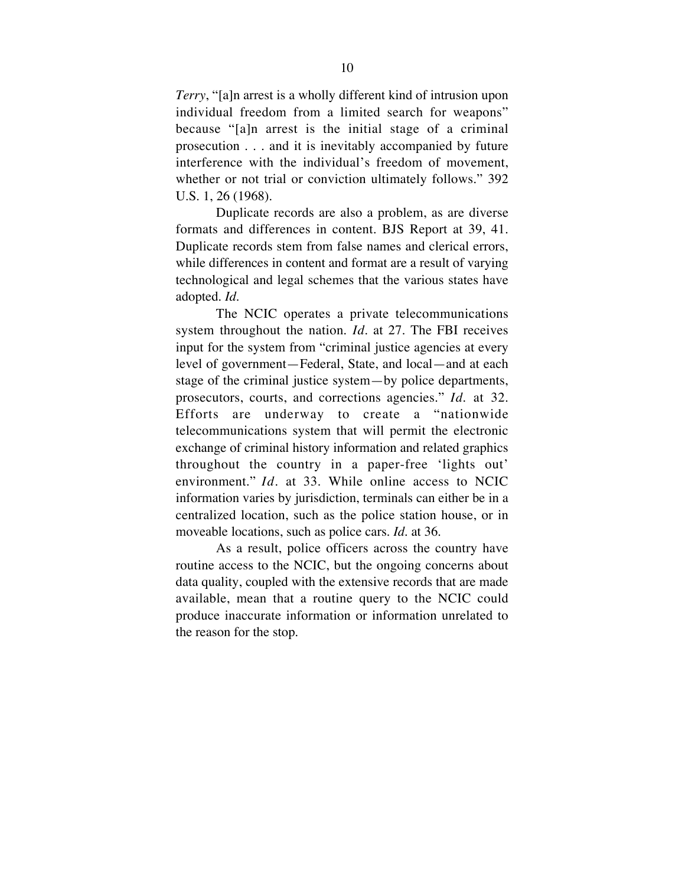*Terry*, "[a]n arrest is a wholly different kind of intrusion upon individual freedom from a limited search for weapons" because "[a]n arrest is the initial stage of a criminal prosecution . . . and it is inevitably accompanied by future interference with the individual's freedom of movement, whether or not trial or conviction ultimately follows." 392 U.S. 1, 26 (1968).

Duplicate records are also a problem, as are diverse formats and differences in content. BJS Report at 39, 41. Duplicate records stem from false names and clerical errors, while differences in content and format are a result of varying technological and legal schemes that the various states have adopted. *Id.*

The NCIC operates a private telecommunications system throughout the nation. *Id.* at 27. The FBI receives input for the system from "criminal justice agencies at every level of government—Federal, State, and local—and at each stage of the criminal justice system—by police departments, prosecutors, courts, and corrections agencies." *Id.* at 32. Efforts are underway to create a "nationwide telecommunications system that will permit the electronic exchange of criminal history information and related graphics throughout the country in a paper-free 'lights out' environment." *Id.* at 33. While online access to NCIC information varies by jurisdiction, terminals can either be in a centralized location, such as the police station house, or in moveable locations, such as police cars. *Id.* at 36.

As a result, police officers across the country have routine access to the NCIC, but the ongoing concerns about data quality, coupled with the extensive records that are made available, mean that a routine query to the NCIC could produce inaccurate information or information unrelated to the reason for the stop.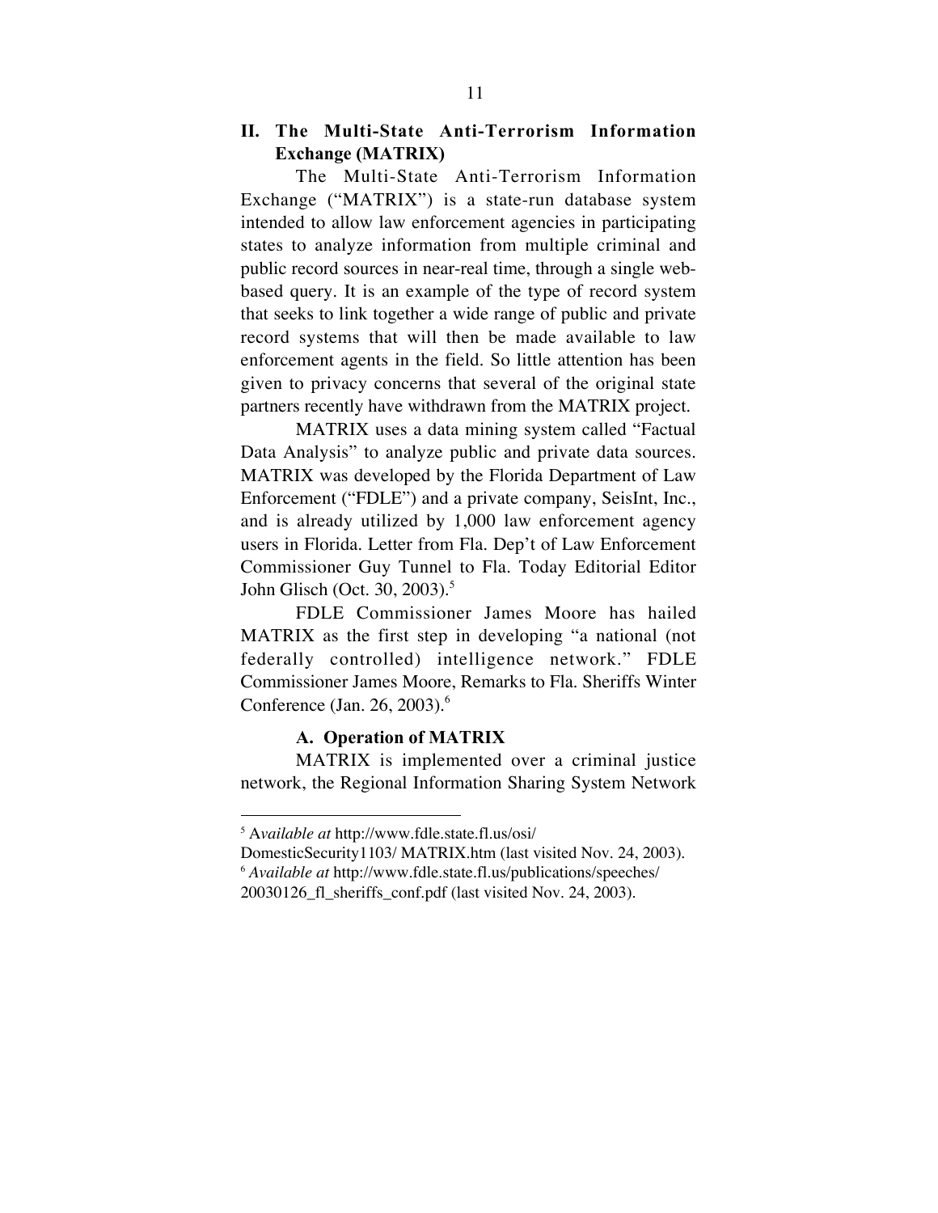## II. The Multi-State Anti-Terrorism Information Exchange (MATRIX)

The Multi-State Anti-Terrorism Information Exchange ("MATRIX") is a state-run database system intended to allow law enforcement agencies in participating states to analyze information from multiple criminal and public record sources in near-real time, through a single web-based query. It is an example of the type of record system that seeks to link together a wide range of public and private record systems that will then be made available to law enforcement agents in the field. So little attention has been given to privacy concerns that several of the original state partners recently have withdrawn from the MATRIX project.

MATRIX uses a data mining system called "Factual Data Analysis" to analyze public and private data sources. MATRIX was developed by the Florida Department of Law Enforcement ("FDLE") and a private company, SeisInt, Inc., and is already utilized by 1,000 law enforcement agency users in Florida. Letter from Fla. Dep't of Law Enforcement Commissioner Guy Tunnel to Fla. Today Editorial Editor John Glisch (Oct. 30, 2003).[5]

FDLE Commissioner James Moore has hailed MATRIX as the first step in developing "a national (not federally controlled) intelligence network." FDLE Commissioner James Moore, Remarks to Fla. Sheriffs Winter Conference (Jan. 26, 2003).[6]

### A. Operation of MATRIX

MATRIX is implemented over a criminal justice network, the Regional Information Sharing System Network

---

[5] A*vailable at* http://www.fdle.state.fl.us/osi/DomesticSecurity1103/ MATRIX.htm (last visited Nov. 24, 2003).

[6] *Available at* http://www.fdle.state.fl.us/publications/speeches/20030126_fl_sheriffs_conf.pdf (last visited Nov. 24, 2003).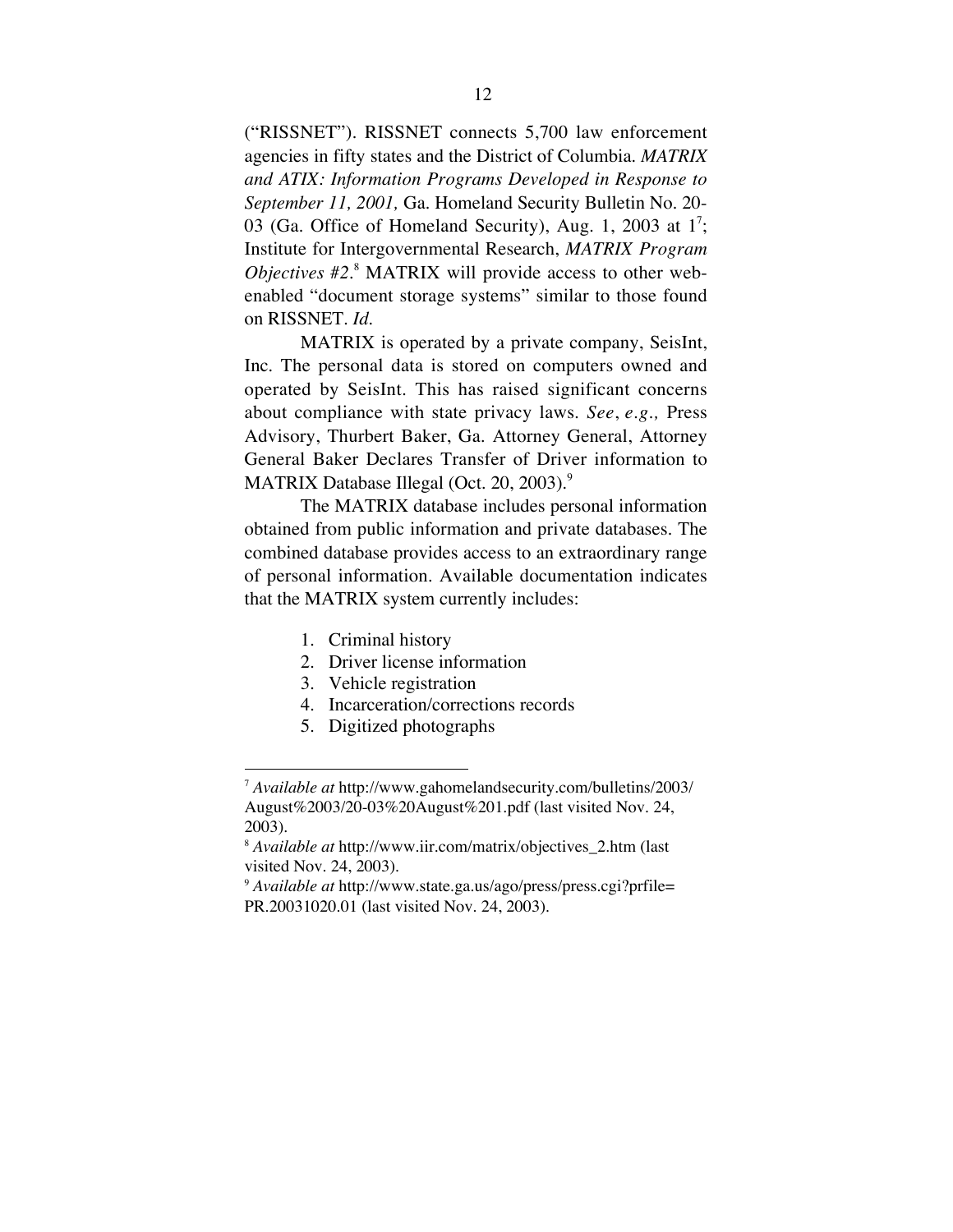("RISSNET"). RISSNET connects 5,700 law enforcement agencies in fifty states and the District of Columbia. *MATRIX and ATIX: Information Programs Developed in Response to September 11, 2001,* Ga. Homeland Security Bulletin No. 20-03 (Ga. Office of Homeland Security), Aug. 1, 2003 at 1[7]; Institute for Intergovernmental Research, *MATRIX Program Objectives #2*.[8] MATRIX will provide access to other web-enabled "document storage systems" similar to those found on RISSNET. *Id.*

MATRIX is operated by a private company, SeisInt, Inc. The personal data is stored on computers owned and operated by SeisInt. This has raised significant concerns about compliance with state privacy laws. *See, e.g.,* Press Advisory, Thurbert Baker, Ga. Attorney General, Attorney General Baker Declares Transfer of Driver information to MATRIX Database Illegal (Oct. 20, 2003).[9]

The MATRIX database includes personal information obtained from public information and private databases. The combined database provides access to an extraordinary range of personal information. Available documentation indicates that the MATRIX system currently includes:

1. Criminal history
2. Driver license information
3. Vehicle registration
4. Incarceration/corrections records
5. Digitized photographs

---

[7] *Available at* http://www.gahomelandsecurity.com/bulletins/2003/August%2003/20-03%20August%201.pdf (last visited Nov. 24, 2003).

[8] *Available at* http://www.iir.com/matrix/objectives_2.htm (last visited Nov. 24, 2003).

[9] *Available at* http://www.state.ga.us/ago/press/press.cgi?prfile=PR.20031020.01 (last visited Nov. 24, 2003).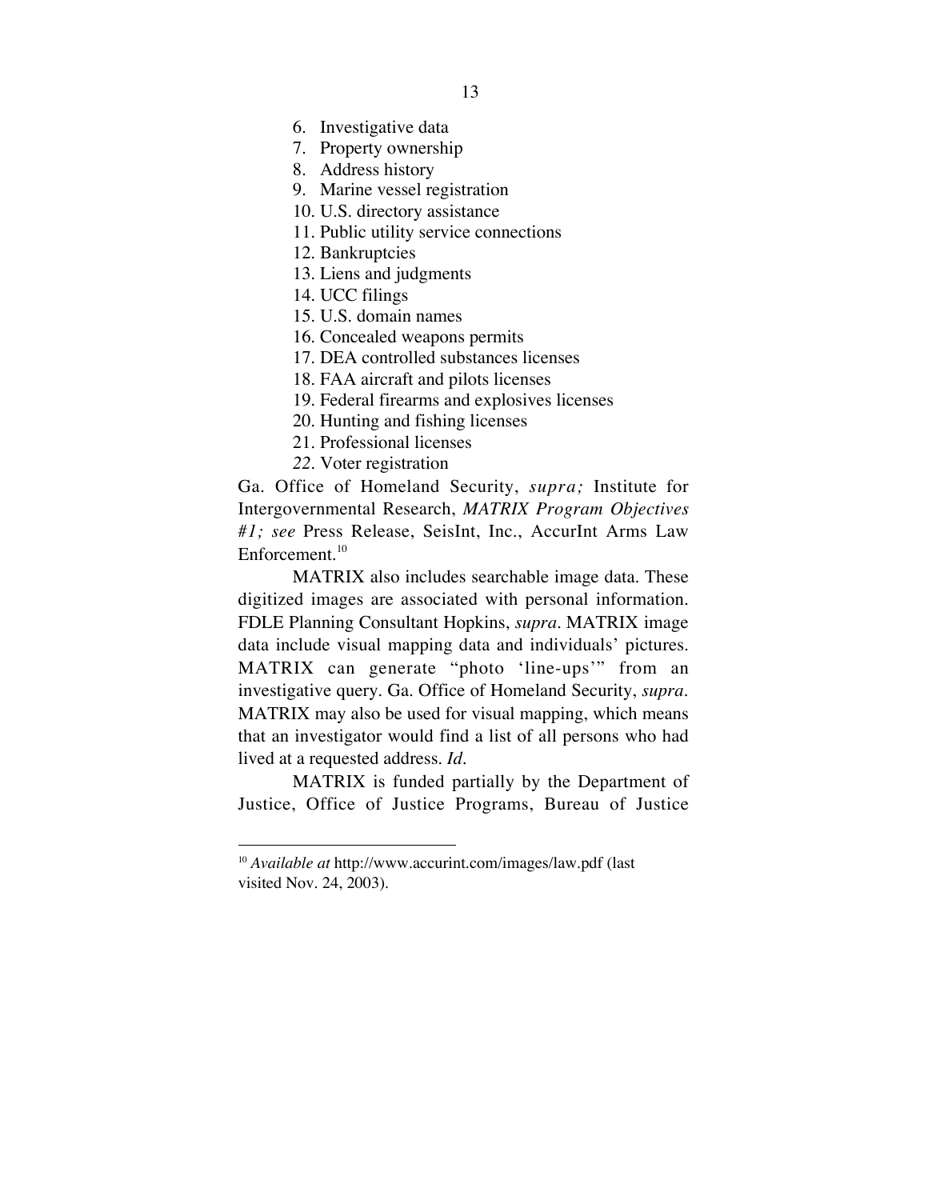6. Investigative data
7. Property ownership
8. Address history
9. Marine vessel registration
10. U.S. directory assistance
11. Public utility service connections
12. Bankruptcies
13. Liens and judgments
14. UCC filings
15. U.S. domain names
16. Concealed weapons permits
17. DEA controlled substances licenses
18. FAA aircraft and pilots licenses
19. Federal firearms and explosives licenses
20. Hunting and fishing licenses
21. Professional licenses
22. Voter registration

Ga. Office of Homeland Security, *supra;* Institute for Intergovernmental Research, *MATRIX Program Objectives #1; see* Press Release, SeisInt, Inc., AccurInt Arms Law Enforcement.[10]

MATRIX also includes searchable image data. These digitized images are associated with personal information. FDLE Planning Consultant Hopkins, *supra*. MATRIX image data include visual mapping data and individuals' pictures. MATRIX can generate "photo 'line-ups'" from an investigative query. Ga. Office of Homeland Security, *supra*. MATRIX may also be used for visual mapping, which means that an investigator would find a list of all persons who had lived at a requested address. *Id*.

MATRIX is funded partially by the Department of Justice, Office of Justice Programs, Bureau of Justice

---

[10] *Available at* http://www.accurint.com/images/law.pdf (last visited Nov. 24, 2003).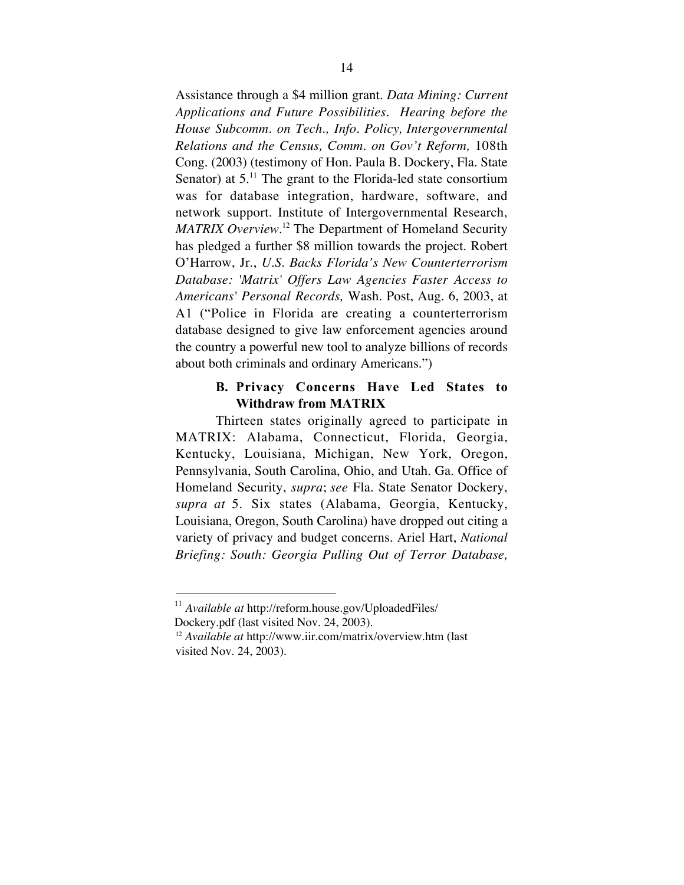Assistance through a $4 million grant. *Data Mining: Current Applications and Future Possibilities. Hearing before the House Subcomm. on Tech., Info. Policy, Intergovernmental Relations and the Census, Comm. on Gov't Reform,* 108th Cong. (2003) (testimony of Hon. Paula B. Dockery, Fla. State Senator) at 5.[11] The grant to the Florida-led state consortium was for database integration, hardware, software, and network support. Institute of Intergovernmental Research, *MATRIX Overview*.[12] The Department of Homeland Security has pledged a further $8 million towards the project. Robert O'Harrow, Jr., *U.S. Backs Florida's New Counterterrorism Database: 'Matrix' Offers Law Agencies Faster Access to Americans' Personal Records,* Wash. Post, Aug. 6, 2003, at A1 ("Police in Florida are creating a counterterrorism database designed to give law enforcement agencies around the country a powerful new tool to analyze billions of records about both criminals and ordinary Americans.")

### B. Privacy Concerns Have Led States to Withdraw from MATRIX

Thirteen states originally agreed to participate in MATRIX: Alabama, Connecticut, Florida, Georgia, Kentucky, Louisiana, Michigan, New York, Oregon, Pennsylvania, South Carolina, Ohio, and Utah. Ga. Office of Homeland Security, *supra*; *see* Fla. State Senator Dockery, *supra at* 5. Six states (Alabama, Georgia, Kentucky, Louisiana, Oregon, South Carolina) have dropped out citing a variety of privacy and budget concerns. Ariel Hart, *National Briefing: South: Georgia Pulling Out of Terror Database,*

---

[11] *Available at* http://reform.house.gov/UploadedFiles/Dockery.pdf (last visited Nov. 24, 2003).

[12] *Available at* http://www.iir.com/matrix/overview.htm (last visited Nov. 24, 2003).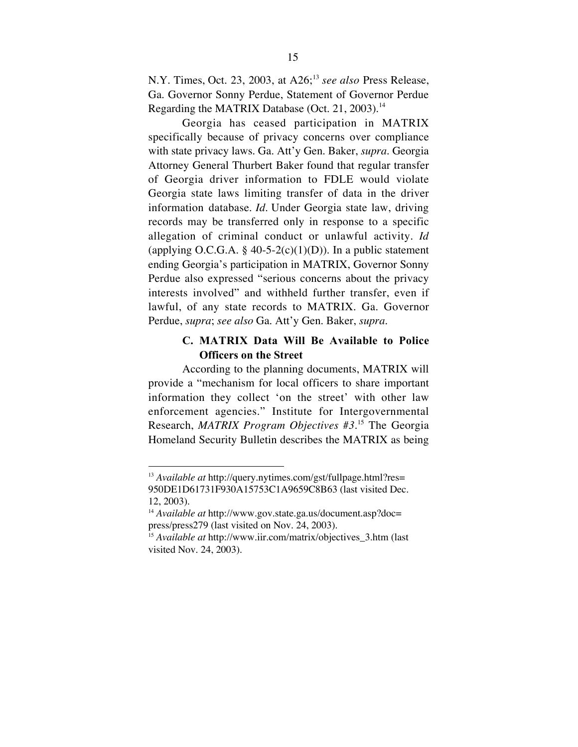N.Y. Times, Oct. 23, 2003, at A26;[13] *see also* Press Release, Ga. Governor Sonny Perdue, Statement of Governor Perdue Regarding the MATRIX Database (Oct. 21, 2003).[14]

Georgia has ceased participation in MATRIX specifically because of privacy concerns over compliance with state privacy laws. Ga. Att'y Gen. Baker, *supra*. Georgia Attorney General Thurbert Baker found that regular transfer of Georgia driver information to FDLE would violate Georgia state laws limiting transfer of data in the driver information database. *Id*. Under Georgia state law, driving records may be transferred only in response to a specific allegation of criminal conduct or unlawful activity. *Id* (applying O.C.G.A. § 40-5-2(c)(1)(D)). In a public statement ending Georgia's participation in MATRIX, Governor Sonny Perdue also expressed "serious concerns about the privacy interests involved" and withheld further transfer, even if lawful, of any state records to MATRIX. Ga. Governor Perdue, *supra*; *see also* Ga. Att'y Gen. Baker, *supra*.

### C. MATRIX Data Will Be Available to Police Officers on the Street

According to the planning documents, MATRIX will provide a "mechanism for local officers to share important information they collect 'on the street' with other law enforcement agencies." Institute for Intergovernmental Research, *MATRIX Program Objectives #3*.[15] The Georgia Homeland Security Bulletin describes the MATRIX as being

---

[13] *Available at* http://query.nytimes.com/gst/fullpage.html?res=950DE1D61731F930A15753C1A9659C8B63 (last visited Dec. 12, 2003).

[14] *Available at* http://www.gov.state.ga.us/document.asp?doc=press/press279 (last visited on Nov. 24, 2003).

[15] *Available at* http://www.iir.com/matrix/objectives_3.htm (last visited Nov. 24, 2003).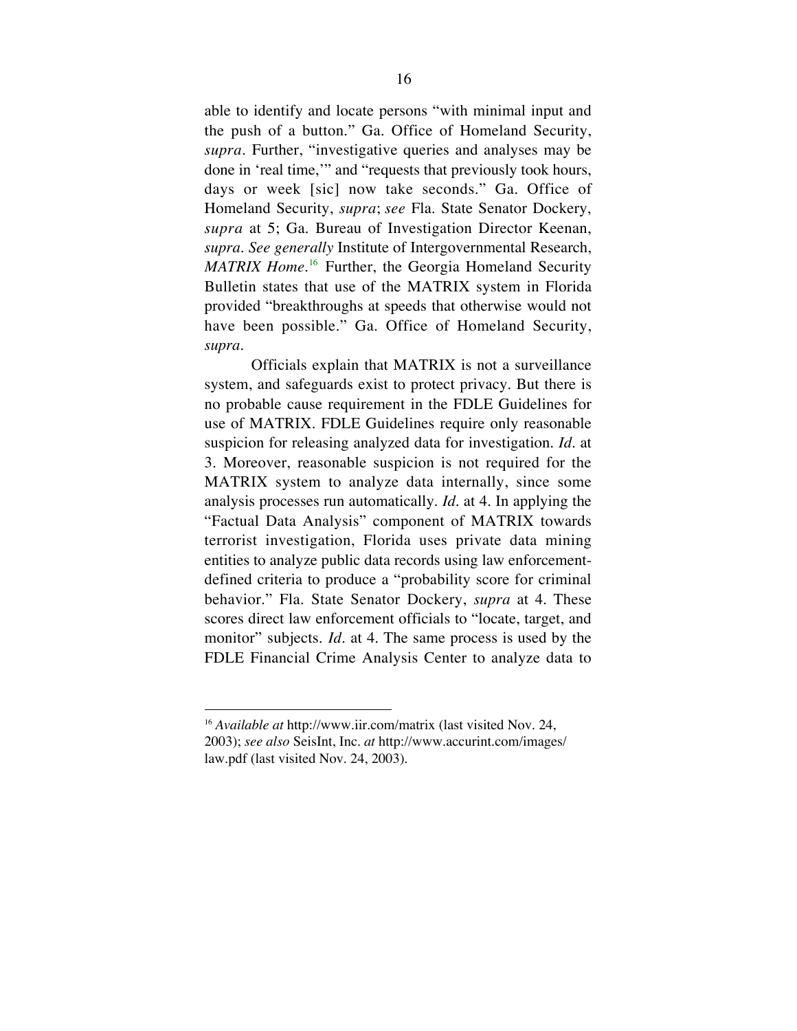able to identify and locate persons "with minimal input and the push of a button." Ga. Office of Homeland Security, *supra*. Further, "investigative queries and analyses may be done in 'real time,'" and "requests that previously took hours, days or week [sic] now take seconds." Ga. Office of Homeland Security, *supra*; *see* Fla. State Senator Dockery, *supra* at 5; Ga. Bureau of Investigation Director Keenan, *supra*. *See generally* Institute of Intergovernmental Research, *MATRIX Home*.[16] Further, the Georgia Homeland Security Bulletin states that use of the MATRIX system in Florida provided "breakthroughs at speeds that otherwise would not have been possible." Ga. Office of Homeland Security, *supra*.

Officials explain that MATRIX is not a surveillance system, and safeguards exist to protect privacy. But there is no probable cause requirement in the FDLE Guidelines for use of MATRIX. FDLE Guidelines require only reasonable suspicion for releasing analyzed data for investigation. *Id*. at 3. Moreover, reasonable suspicion is not required for the MATRIX system to analyze data internally, since some analysis processes run automatically. *Id*. at 4. In applying the "Factual Data Analysis" component of MATRIX towards terrorist investigation, Florida uses private data mining entities to analyze public data records using law enforcement-defined criteria to produce a "probability score for criminal behavior." Fla. State Senator Dockery, *supra* at 4. These scores direct law enforcement officials to "locate, target, and monitor" subjects. *Id*. at 4. The same process is used by the FDLE Financial Crime Analysis Center to analyze data to

---

[16] *Available at* http://www.iir.com/matrix (last visited Nov. 24, 2003); *see also* SeisInt, Inc. *at* http://www.accurint.com/images/law.pdf (last visited Nov. 24, 2003).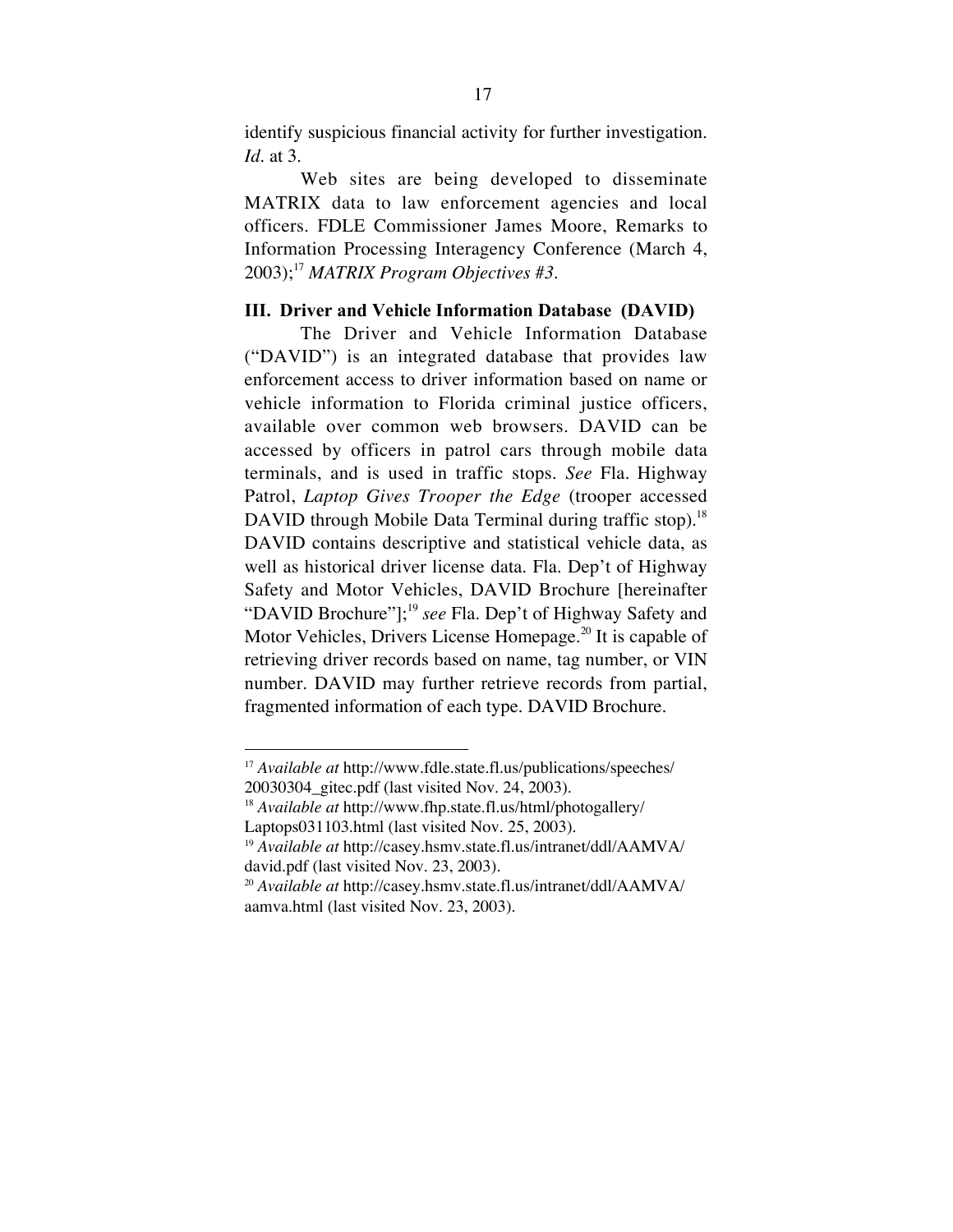identify suspicious financial activity for further investigation. *Id.* at 3.

Web sites are being developed to disseminate MATRIX data to law enforcement agencies and local officers. FDLE Commissioner James Moore, Remarks to Information Processing Interagency Conference (March 4, 2003);[17] *MATRIX Program Objectives #3*.

### III. Driver and Vehicle Information Database (DAVID)

The Driver and Vehicle Information Database ("DAVID") is an integrated database that provides law enforcement access to driver information based on name or vehicle information to Florida criminal justice officers, available over common web browsers. DAVID can be accessed by officers in patrol cars through mobile data terminals, and is used in traffic stops. *See* Fla. Highway Patrol, *Laptop Gives Trooper the Edge* (trooper accessed DAVID through Mobile Data Terminal during traffic stop).[18] DAVID contains descriptive and statistical vehicle data, as well as historical driver license data. Fla. Dep't of Highway Safety and Motor Vehicles, DAVID Brochure [hereinafter "DAVID Brochure"];[19] *see* Fla. Dep't of Highway Safety and Motor Vehicles, Drivers License Homepage.[20] It is capable of retrieving driver records based on name, tag number, or VIN number. DAVID may further retrieve records from partial, fragmented information of each type. DAVID Brochure.

---

[17] *Available at* http://www.fdle.state.fl.us/publications/speeches/20030304_gitec.pdf (last visited Nov. 24, 2003).

[18] *Available at* http://www.fhp.state.fl.us/html/photogallery/Laptops031103.html (last visited Nov. 25, 2003).

[19] *Available at* http://casey.hsmv.state.fl.us/intranet/ddl/AAMVA/david.pdf (last visited Nov. 23, 2003).

[20] *Available at* http://casey.hsmv.state.fl.us/intranet/ddl/AAMVA/aamva.html (last visited Nov. 23, 2003).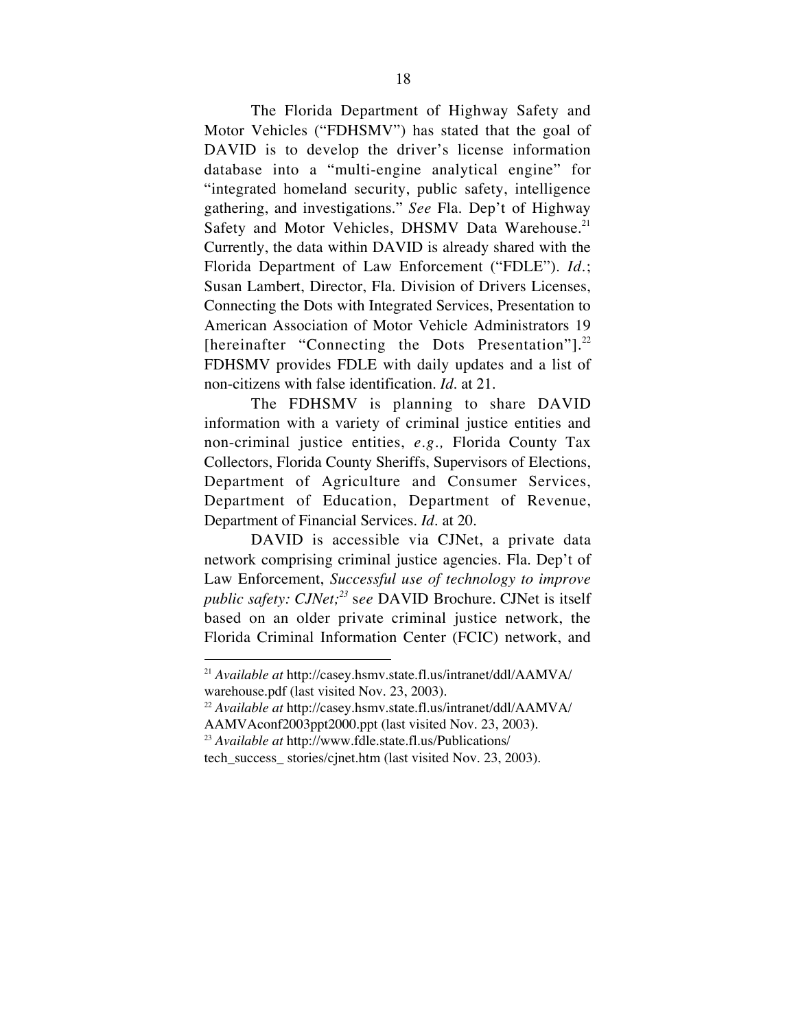The Florida Department of Highway Safety and Motor Vehicles ("FDHSMV") has stated that the goal of DAVID is to develop the driver's license information database into a "multi-engine analytical engine" for "integrated homeland security, public safety, intelligence gathering, and investigations." *See* Fla. Dep't of Highway Safety and Motor Vehicles, DHSMV Data Warehouse.[21] Currently, the data within DAVID is already shared with the Florida Department of Law Enforcement ("FDLE"). *Id.*; Susan Lambert, Director, Fla. Division of Drivers Licenses, Connecting the Dots with Integrated Services, Presentation to American Association of Motor Vehicle Administrators 19 [hereinafter "Connecting the Dots Presentation"].[22] FDHSMV provides FDLE with daily updates and a list of non-citizens with false identification. *Id.* at 21.

The FDHSMV is planning to share DAVID information with a variety of criminal justice entities and non-criminal justice entities, *e.g.,* Florida County Tax Collectors, Florida County Sheriffs, Supervisors of Elections, Department of Agriculture and Consumer Services, Department of Education, Department of Revenue, Department of Financial Services. *Id.* at 20.

DAVID is accessible via CJNet, a private data network comprising criminal justice agencies. Fla. Dep't of Law Enforcement, *Successful use of technology to improve public safety: CJNet;*[23] *see* DAVID Brochure. CJNet is itself based on an older private criminal justice network, the Florida Criminal Information Center (FCIC) network, and

---

[21] *Available at* http://casey.hsmv.state.fl.us/intranet/ddl/AAMVA/warehouse.pdf (last visited Nov. 23, 2003).

[22] *Available at* http://casey.hsmv.state.fl.us/intranet/ddl/AAMVA/AAMVAconf2003ppt2000.ppt (last visited Nov. 23, 2003).

[23] *Available at* http://www.fdle.state.fl.us/Publications/tech_success_ stories/cjnet.htm (last visited Nov. 23, 2003).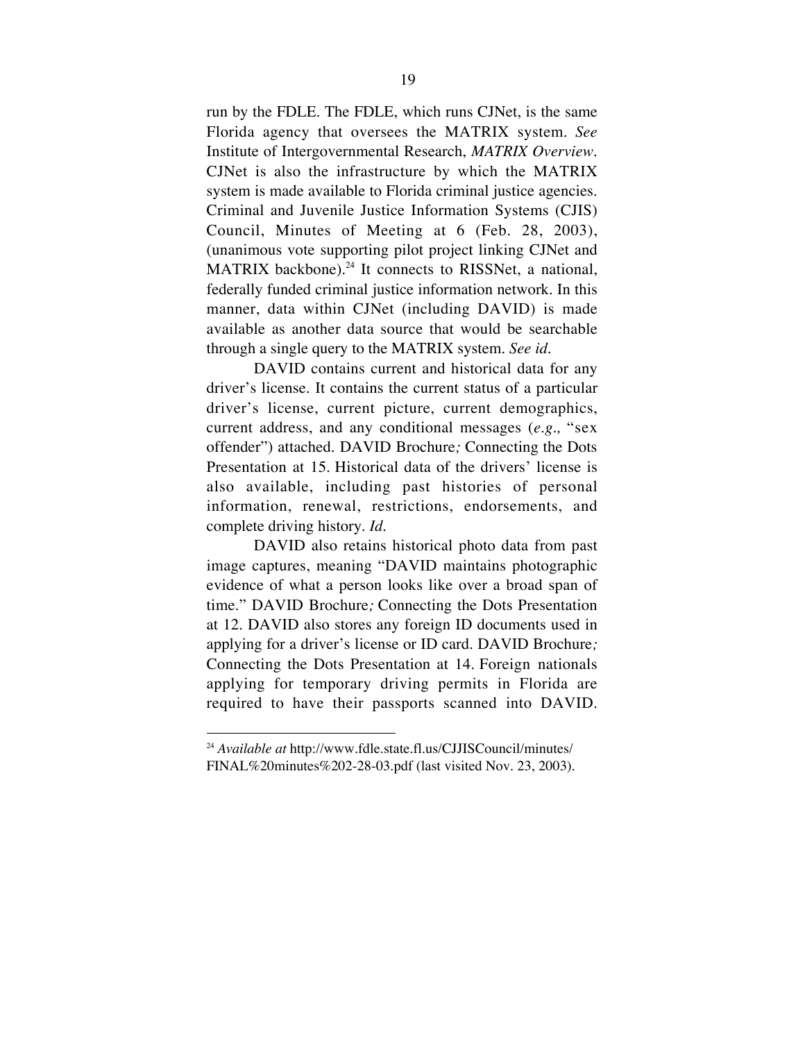run by the FDLE. The FDLE, which runs CJNet, is the same Florida agency that oversees the MATRIX system. *See* Institute of Intergovernmental Research, *MATRIX Overview*. CJNet is also the infrastructure by which the MATRIX system is made available to Florida criminal justice agencies. Criminal and Juvenile Justice Information Systems (CJIS) Council, Minutes of Meeting at 6 (Feb. 28, 2003), (unanimous vote supporting pilot project linking CJNet and MATRIX backbone).[24] It connects to RISSNet, a national, federally funded criminal justice information network. In this manner, data within CJNet (including DAVID) is made available as another data source that would be searchable through a single query to the MATRIX system. *See id.*

DAVID contains current and historical data for any driver's license. It contains the current status of a particular driver's license, current picture, current demographics, current address, and any conditional messages (*e.g.,* "sex offender") attached. DAVID Brochure*;* Connecting the Dots Presentation at 15. Historical data of the drivers' license is also available, including past histories of personal information, renewal, restrictions, endorsements, and complete driving history. *Id.*

DAVID also retains historical photo data from past image captures, meaning "DAVID maintains photographic evidence of what a person looks like over a broad span of time." DAVID Brochure*;* Connecting the Dots Presentation at 12. DAVID also stores any foreign ID documents used in applying for a driver's license or ID card. DAVID Brochure*;* Connecting the Dots Presentation at 14. Foreign nationals applying for temporary driving permits in Florida are required to have their passports scanned into DAVID.

---

[24] *Available at* http://www.fdle.state.fl.us/CJJISCouncil/minutes/FINAL%20minutes%202-28-03.pdf (last visited Nov. 23, 2003).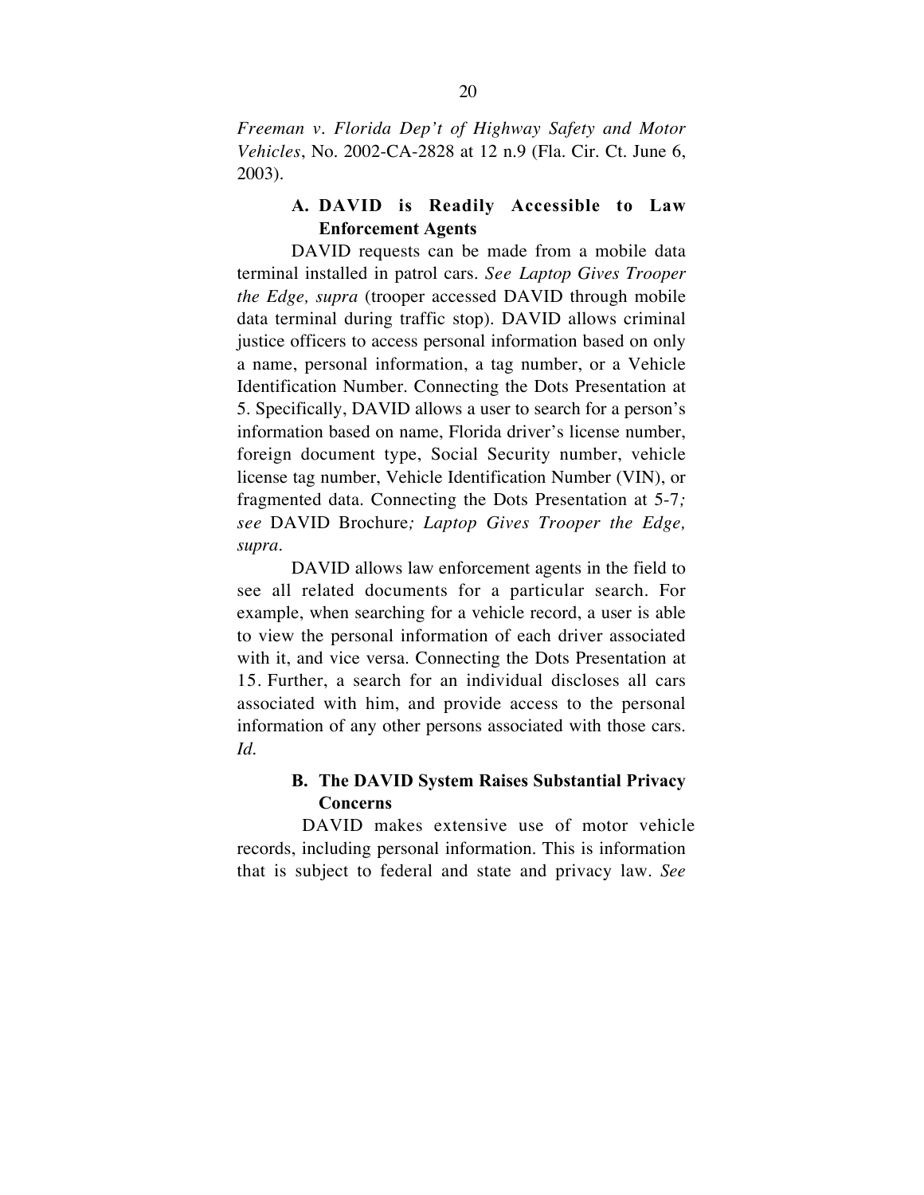*Freeman v. Florida Dep't of Highway Safety and Motor Vehicles*, No. 2002-CA-2828 at 12 n.9 (Fla. Cir. Ct. June 6, 2003).

### A. DAVID is Readily Accessible to Law Enforcement Agents

DAVID requests can be made from a mobile data terminal installed in patrol cars. *See Laptop Gives Trooper the Edge, supra* (trooper accessed DAVID through mobile data terminal during traffic stop). DAVID allows criminal justice officers to access personal information based on only a name, personal information, a tag number, or a Vehicle Identification Number. Connecting the Dots Presentation at 5. Specifically, DAVID allows a user to search for a person's information based on name, Florida driver's license number, foreign document type, Social Security number, vehicle license tag number, Vehicle Identification Number (VIN), or fragmented data. Connecting the Dots Presentation at 5-7*; see* DAVID Brochure*; Laptop Gives Trooper the Edge, supra*.

DAVID allows law enforcement agents in the field to see all related documents for a particular search. For example, when searching for a vehicle record, a user is able to view the personal information of each driver associated with it, and vice versa. Connecting the Dots Presentation at 15. Further, a search for an individual discloses all cars associated with him, and provide access to the personal information of any other persons associated with those cars. *Id.*

### B. The DAVID System Raises Substantial Privacy Concerns

DAVID makes extensive use of motor vehicle records, including personal information. This is information that is subject to federal and state and privacy law. *See*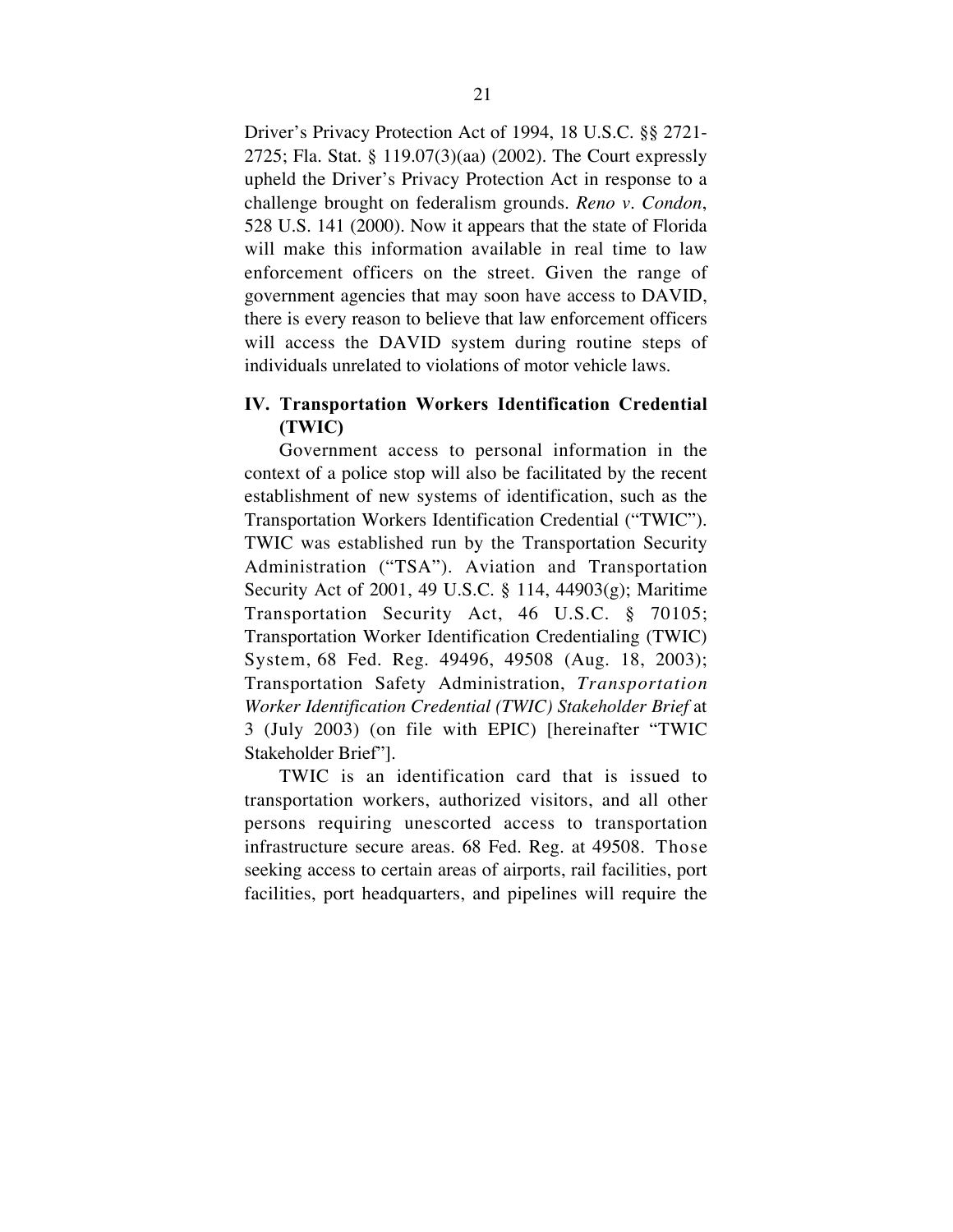Driver's Privacy Protection Act of 1994, 18 U.S.C. §§ 2721-2725; Fla. Stat. § 119.07(3)(aa) (2002). The Court expressly upheld the Driver's Privacy Protection Act in response to a challenge brought on federalism grounds. *Reno v. Condon*, 528 U.S. 141 (2000). Now it appears that the state of Florida will make this information available in real time to law enforcement officers on the street. Given the range of government agencies that may soon have access to DAVID, there is every reason to believe that law enforcement officers will access the DAVID system during routine steps of individuals unrelated to violations of motor vehicle laws.

## IV. Transportation Workers Identification Credential (TWIC)

Government access to personal information in the context of a police stop will also be facilitated by the recent establishment of new systems of identification, such as the Transportation Workers Identification Credential ("TWIC"). TWIC was established run by the Transportation Security Administration ("TSA"). Aviation and Transportation Security Act of 2001, 49 U.S.C. § 114, 44903(g); Maritime Transportation Security Act, 46 U.S.C. § 70105; Transportation Worker Identification Credentialing (TWIC) System, 68 Fed. Reg. 49496, 49508 (Aug. 18, 2003); Transportation Safety Administration, *Transportation Worker Identification Credential (TWIC) Stakeholder Brief* at 3 (July 2003) (on file with EPIC) [hereinafter "TWIC Stakeholder Brief"].

TWIC is an identification card that is issued to transportation workers, authorized visitors, and all other persons requiring unescorted access to transportation infrastructure secure areas. 68 Fed. Reg. at 49508. Those seeking access to certain areas of airports, rail facilities, port facilities, port headquarters, and pipelines will require the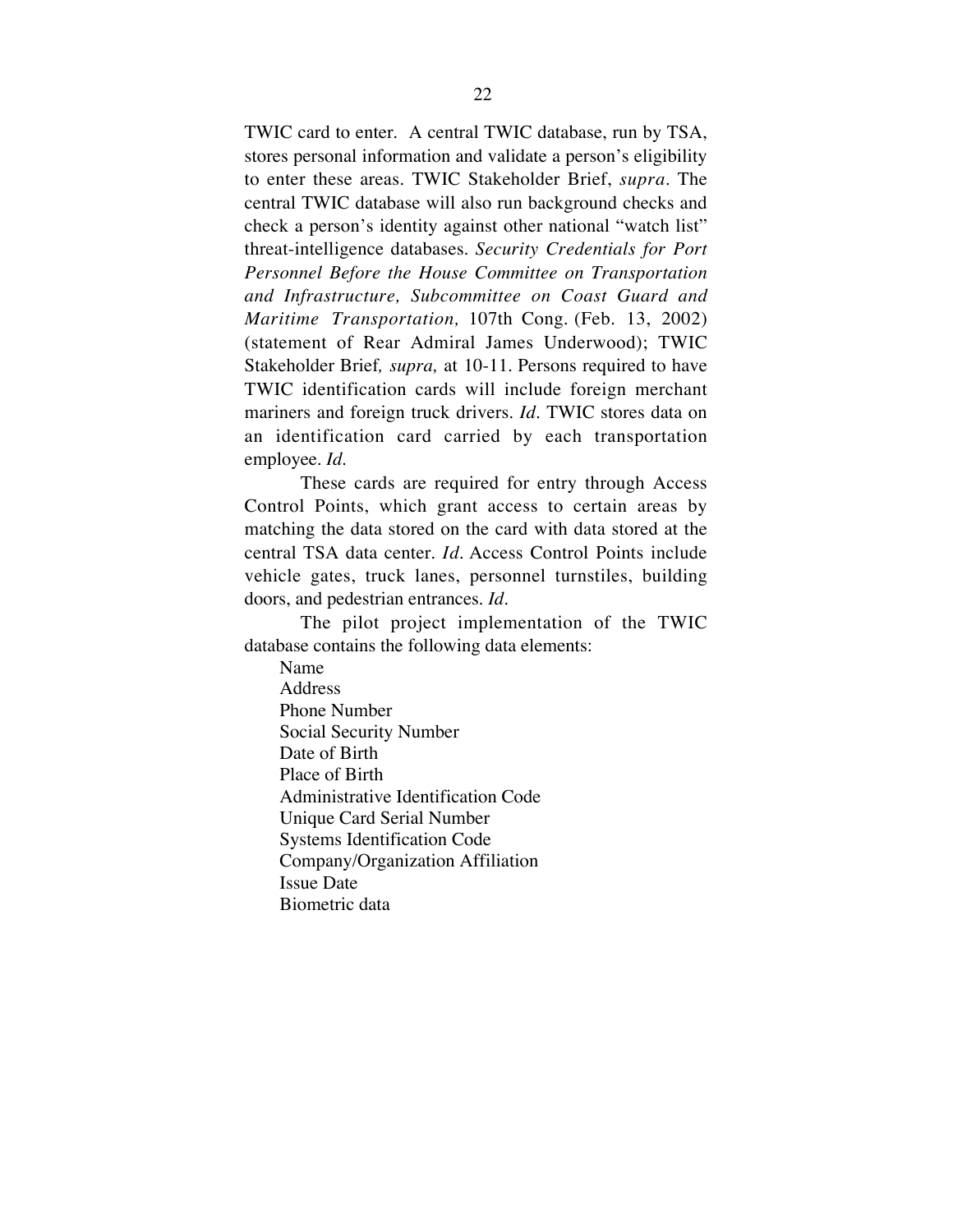TWIC card to enter. A central TWIC database, run by TSA, stores personal information and validate a person's eligibility to enter these areas. TWIC Stakeholder Brief, *supra*. The central TWIC database will also run background checks and check a person's identity against other national "watch list" threat-intelligence databases. *Security Credentials for Port Personnel Before the House Committee on Transportation and Infrastructure, Subcommittee on Coast Guard and Maritime Transportation,* 107th Cong. (Feb. 13, 2002) (statement of Rear Admiral James Underwood); TWIC Stakeholder Brief*, supra,* at 10-11. Persons required to have TWIC identification cards will include foreign merchant mariners and foreign truck drivers. *Id*. TWIC stores data on an identification card carried by each transportation employee. *Id.*

These cards are required for entry through Access Control Points, which grant access to certain areas by matching the data stored on the card with data stored at the central TSA data center. *Id*. Access Control Points include vehicle gates, truck lanes, personnel turnstiles, building doors, and pedestrian entrances. *Id*.

The pilot project implementation of the TWIC database contains the following data elements:

Name
Address
Phone Number
Social Security Number
Date of Birth
Place of Birth
Administrative Identification Code
Unique Card Serial Number
Systems Identification Code
Company/Organization Affiliation
Issue Date
Biometric data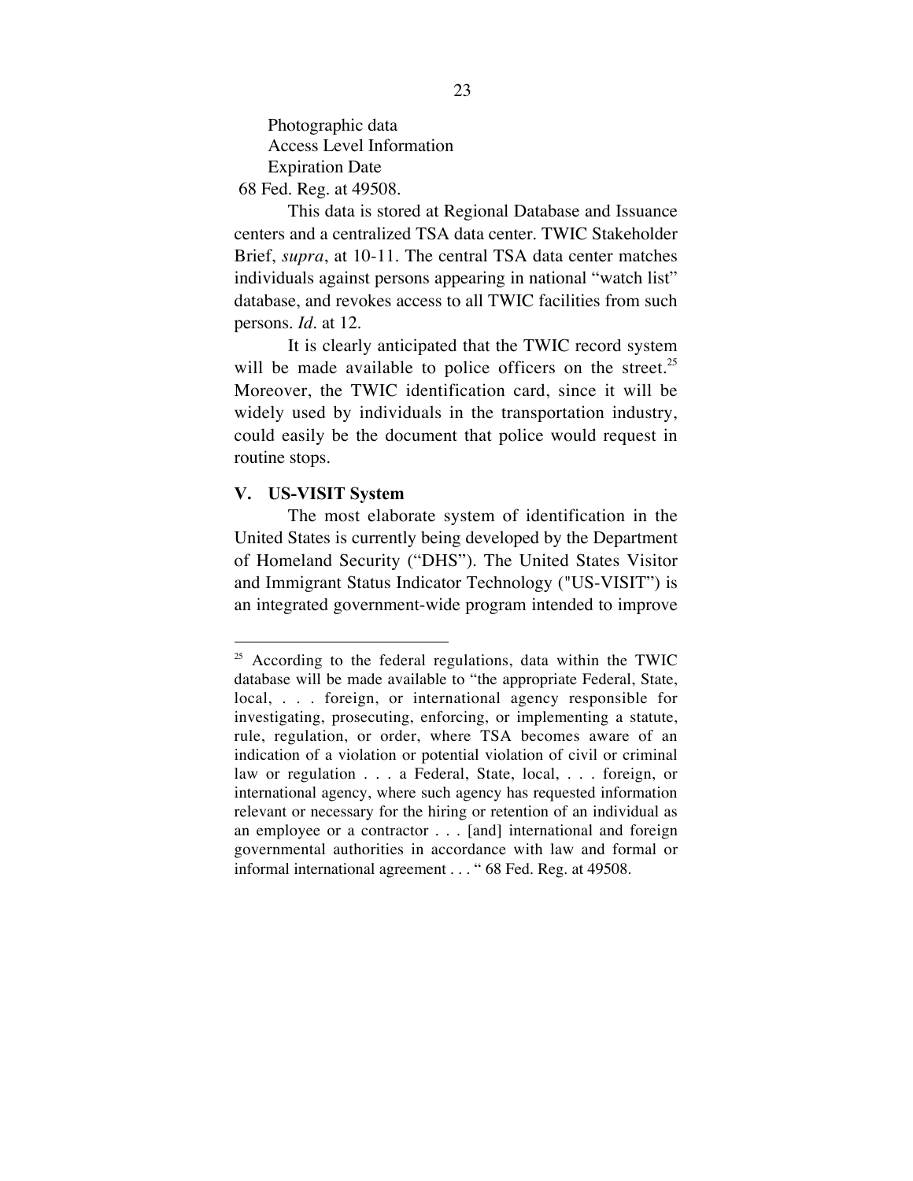Photographic data
Access Level Information
Expiration Date
68 Fed. Reg. at 49508.

This data is stored at Regional Database and Issuance centers and a centralized TSA data center. TWIC Stakeholder Brief, *supra*, at 10-11. The central TSA data center matches individuals against persons appearing in national "watch list" database, and revokes access to all TWIC facilities from such persons. *Id*. at 12.

It is clearly anticipated that the TWIC record system will be made available to police officers on the street.[25] Moreover, the TWIC identification card, since it will be widely used by individuals in the transportation industry, could easily be the document that police would request in routine stops.

## V. US-VISIT System

The most elaborate system of identification in the United States is currently being developed by the Department of Homeland Security ("DHS"). The United States Visitor and Immigrant Status Indicator Technology ("US-VISIT") is an integrated government-wide program intended to improve

---

[25] According to the federal regulations, data within the TWIC database will be made available to "the appropriate Federal, State, local, . . . foreign, or international agency responsible for investigating, prosecuting, enforcing, or implementing a statute, rule, regulation, or order, where TSA becomes aware of an indication of a violation or potential violation of civil or criminal law or regulation . . . a Federal, State, local, . . . foreign, or international agency, where such agency has requested information relevant or necessary for the hiring or retention of an individual as an employee or a contractor . . . [and] international and foreign governmental authorities in accordance with law and formal or informal international agreement . . . " 68 Fed. Reg. at 49508.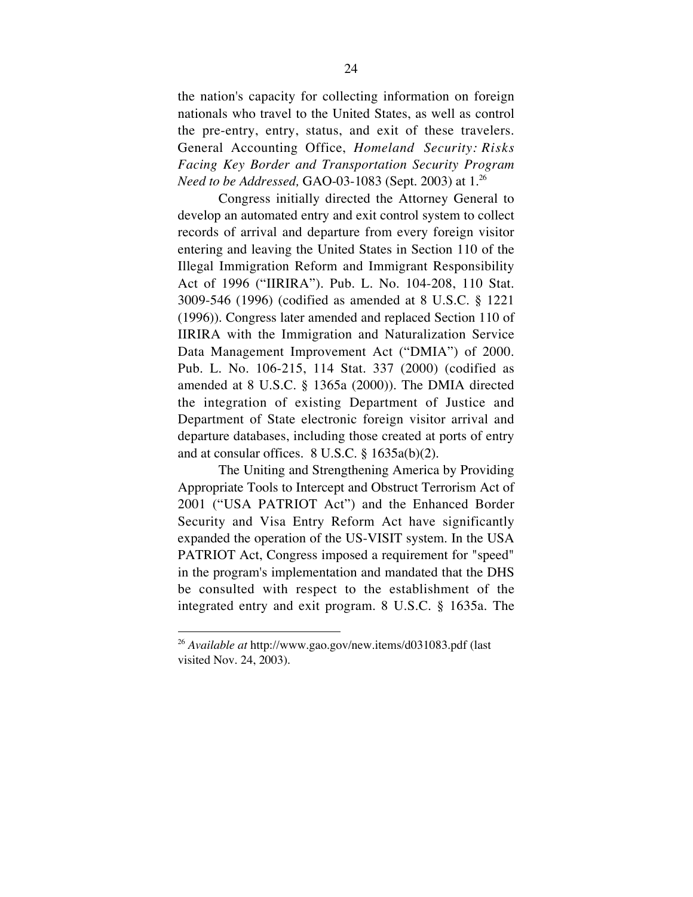the nation's capacity for collecting information on foreign nationals who travel to the United States, as well as control the pre-entry, entry, status, and exit of these travelers. General Accounting Office, *Homeland Security: Risks Facing Key Border and Transportation Security Program Need to be Addressed,* GAO-03-1083 (Sept. 2003) at 1.[26]

Congress initially directed the Attorney General to develop an automated entry and exit control system to collect records of arrival and departure from every foreign visitor entering and leaving the United States in Section 110 of the Illegal Immigration Reform and Immigrant Responsibility Act of 1996 ("IIRIRA"). Pub. L. No. 104-208, 110 Stat. 3009-546 (1996) (codified as amended at 8 U.S.C. § 1221 (1996)). Congress later amended and replaced Section 110 of IIRIRA with the Immigration and Naturalization Service Data Management Improvement Act ("DMIA") of 2000. Pub. L. No. 106-215, 114 Stat. 337 (2000) (codified as amended at 8 U.S.C. § 1365a (2000)). The DMIA directed the integration of existing Department of Justice and Department of State electronic foreign visitor arrival and departure databases, including those created at ports of entry and at consular offices. 8 U.S.C. § 1635a(b)(2).

The Uniting and Strengthening America by Providing Appropriate Tools to Intercept and Obstruct Terrorism Act of 2001 ("USA PATRIOT Act") and the Enhanced Border Security and Visa Entry Reform Act have significantly expanded the operation of the US-VISIT system. In the USA PATRIOT Act, Congress imposed a requirement for "speed" in the program's implementation and mandated that the DHS be consulted with respect to the establishment of the integrated entry and exit program. 8 U.S.C. § 1635a. The

---

[26] *Available at* http://www.gao.gov/new.items/d031083.pdf (last visited Nov. 24, 2003).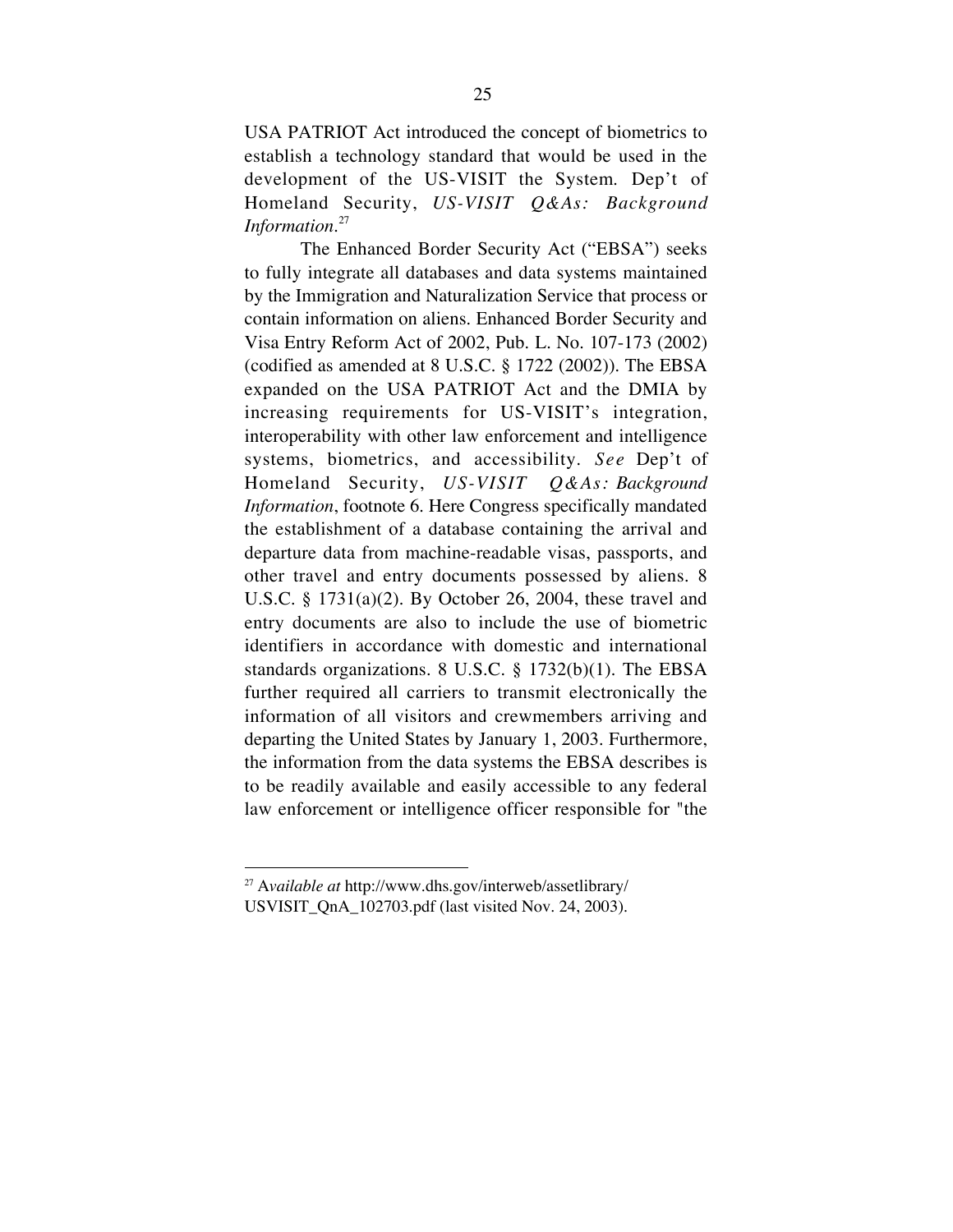USA PATRIOT Act introduced the concept of biometrics to establish a technology standard that would be used in the development of the US-VISIT the System. Dep't of Homeland Security, *US-VISIT Q&As: Background Information*.[27]

The Enhanced Border Security Act ("EBSA") seeks to fully integrate all databases and data systems maintained by the Immigration and Naturalization Service that process or contain information on aliens. Enhanced Border Security and Visa Entry Reform Act of 2002, Pub. L. No. 107-173 (2002) (codified as amended at 8 U.S.C. § 1722 (2002)). The EBSA expanded on the USA PATRIOT Act and the DMIA by increasing requirements for US-VISIT's integration, interoperability with other law enforcement and intelligence systems, biometrics, and accessibility. *See* Dep't of Homeland Security, *US-VISIT Q&As: Background Information*, footnote 6. Here Congress specifically mandated the establishment of a database containing the arrival and departure data from machine-readable visas, passports, and other travel and entry documents possessed by aliens. 8 U.S.C. § 1731(a)(2). By October 26, 2004, these travel and entry documents are also to include the use of biometric identifiers in accordance with domestic and international standards organizations. 8 U.S.C. § 1732(b)(1). The EBSA further required all carriers to transmit electronically the information of all visitors and crewmembers arriving and departing the United States by January 1, 2003. Furthermore, the information from the data systems the EBSA describes is to be readily available and easily accessible to any federal law enforcement or intelligence officer responsible for "the

---

[27] A*vailable at* http://www.dhs.gov/interweb/assetlibrary/USVISIT_QnA_102703.pdf (last visited Nov. 24, 2003).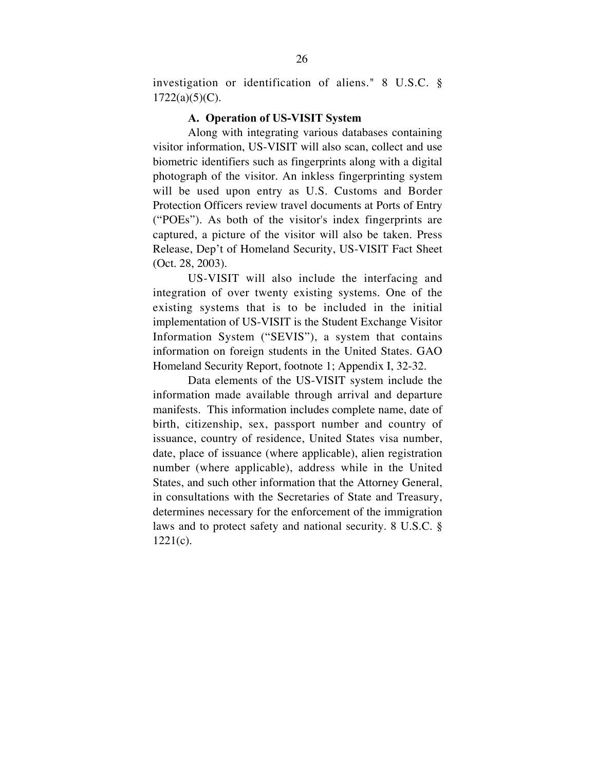investigation or identification of aliens." 8 U.S.C. § 1722(a)(5)(C).

### A. Operation of US-VISIT System

Along with integrating various databases containing visitor information, US-VISIT will also scan, collect and use biometric identifiers such as fingerprints along with a digital photograph of the visitor. An inkless fingerprinting system will be used upon entry as U.S. Customs and Border Protection Officers review travel documents at Ports of Entry ("POEs"). As both of the visitor's index fingerprints are captured, a picture of the visitor will also be taken. Press Release, Dep't of Homeland Security, US-VISIT Fact Sheet (Oct. 28, 2003).

US-VISIT will also include the interfacing and integration of over twenty existing systems. One of the existing systems that is to be included in the initial implementation of US-VISIT is the Student Exchange Visitor Information System ("SEVIS"), a system that contains information on foreign students in the United States. GAO Homeland Security Report, footnote 1; Appendix I, 32-32.

Data elements of the US-VISIT system include the information made available through arrival and departure manifests. This information includes complete name, date of birth, citizenship, sex, passport number and country of issuance, country of residence, United States visa number, date, place of issuance (where applicable), alien registration number (where applicable), address while in the United States, and such other information that the Attorney General, in consultations with the Secretaries of State and Treasury, determines necessary for the enforcement of the immigration laws and to protect safety and national security. 8 U.S.C. § 1221(c).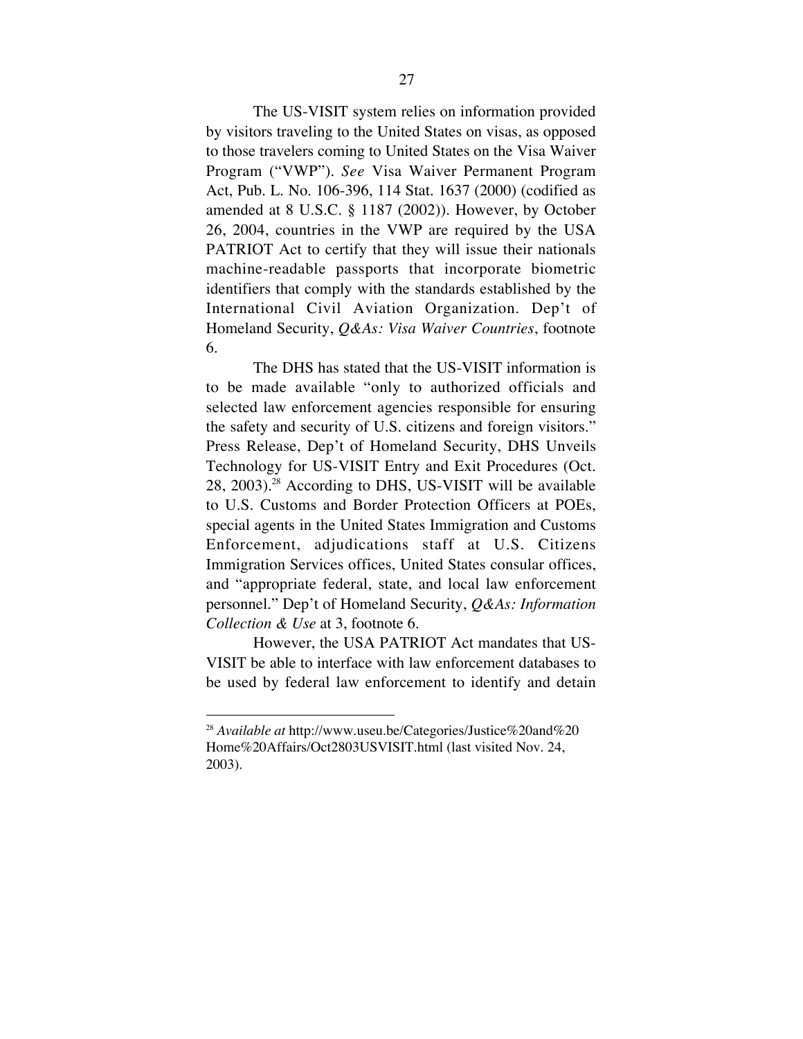The US-VISIT system relies on information provided by visitors traveling to the United States on visas, as opposed to those travelers coming to United States on the Visa Waiver Program ("VWP"). *See* Visa Waiver Permanent Program Act, Pub. L. No. 106-396, 114 Stat. 1637 (2000) (codified as amended at 8 U.S.C. § 1187 (2002)). However, by October 26, 2004, countries in the VWP are required by the USA PATRIOT Act to certify that they will issue their nationals machine-readable passports that incorporate biometric identifiers that comply with the standards established by the International Civil Aviation Organization. Dep't of Homeland Security, *Q&As: Visa Waiver Countries*, footnote 6.

The DHS has stated that the US-VISIT information is to be made available "only to authorized officials and selected law enforcement agencies responsible for ensuring the safety and security of U.S. citizens and foreign visitors." Press Release, Dep't of Homeland Security, DHS Unveils Technology for US-VISIT Entry and Exit Procedures (Oct. 28, 2003).[28] According to DHS, US-VISIT will be available to U.S. Customs and Border Protection Officers at POEs, special agents in the United States Immigration and Customs Enforcement, adjudications staff at U.S. Citizens Immigration Services offices, United States consular offices, and "appropriate federal, state, and local law enforcement personnel." Dep't of Homeland Security, *Q&As: Information Collection & Use* at 3, footnote 6.

However, the USA PATRIOT Act mandates that US-VISIT be able to interface with law enforcement databases to be used by federal law enforcement to identify and detain

---

[28] *Available at* http://www.useu.be/Categories/Justice%20and%20 Home%20Affairs/Oct2803USVISIT.html (last visited Nov. 24, 2003).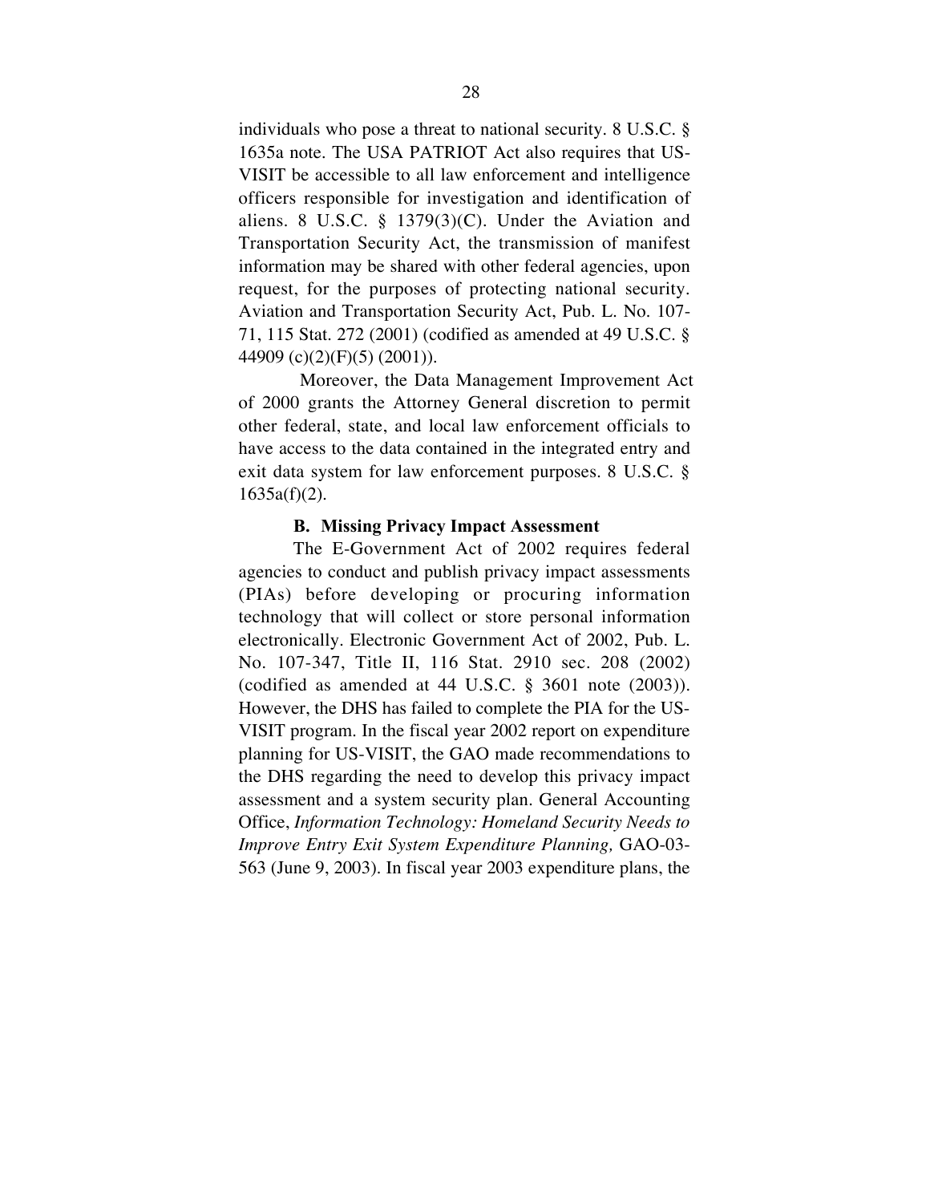individuals who pose a threat to national security. 8 U.S.C. § 1635a note. The USA PATRIOT Act also requires that US-VISIT be accessible to all law enforcement and intelligence officers responsible for investigation and identification of aliens. 8 U.S.C. § 1379(3)(C). Under the Aviation and Transportation Security Act, the transmission of manifest information may be shared with other federal agencies, upon request, for the purposes of protecting national security. Aviation and Transportation Security Act, Pub. L. No. 107-71, 115 Stat. 272 (2001) (codified as amended at 49 U.S.C. § 44909 (c)(2)(F)(5) (2001)).

Moreover, the Data Management Improvement Act of 2000 grants the Attorney General discretion to permit other federal, state, and local law enforcement officials to have access to the data contained in the integrated entry and exit data system for law enforcement purposes. 8 U.S.C. § 1635a(f)(2).

### B. Missing Privacy Impact Assessment

The E-Government Act of 2002 requires federal agencies to conduct and publish privacy impact assessments (PIAs) before developing or procuring information technology that will collect or store personal information electronically. Electronic Government Act of 2002, Pub. L. No. 107-347, Title II, 116 Stat. 2910 sec. 208 (2002) (codified as amended at 44 U.S.C. § 3601 note (2003)). However, the DHS has failed to complete the PIA for the US-VISIT program. In the fiscal year 2002 report on expenditure planning for US-VISIT, the GAO made recommendations to the DHS regarding the need to develop this privacy impact assessment and a system security plan. General Accounting Office, *Information Technology: Homeland Security Needs to Improve Entry Exit System Expenditure Planning,* GAO-03-563 (June 9, 2003). In fiscal year 2003 expenditure plans, the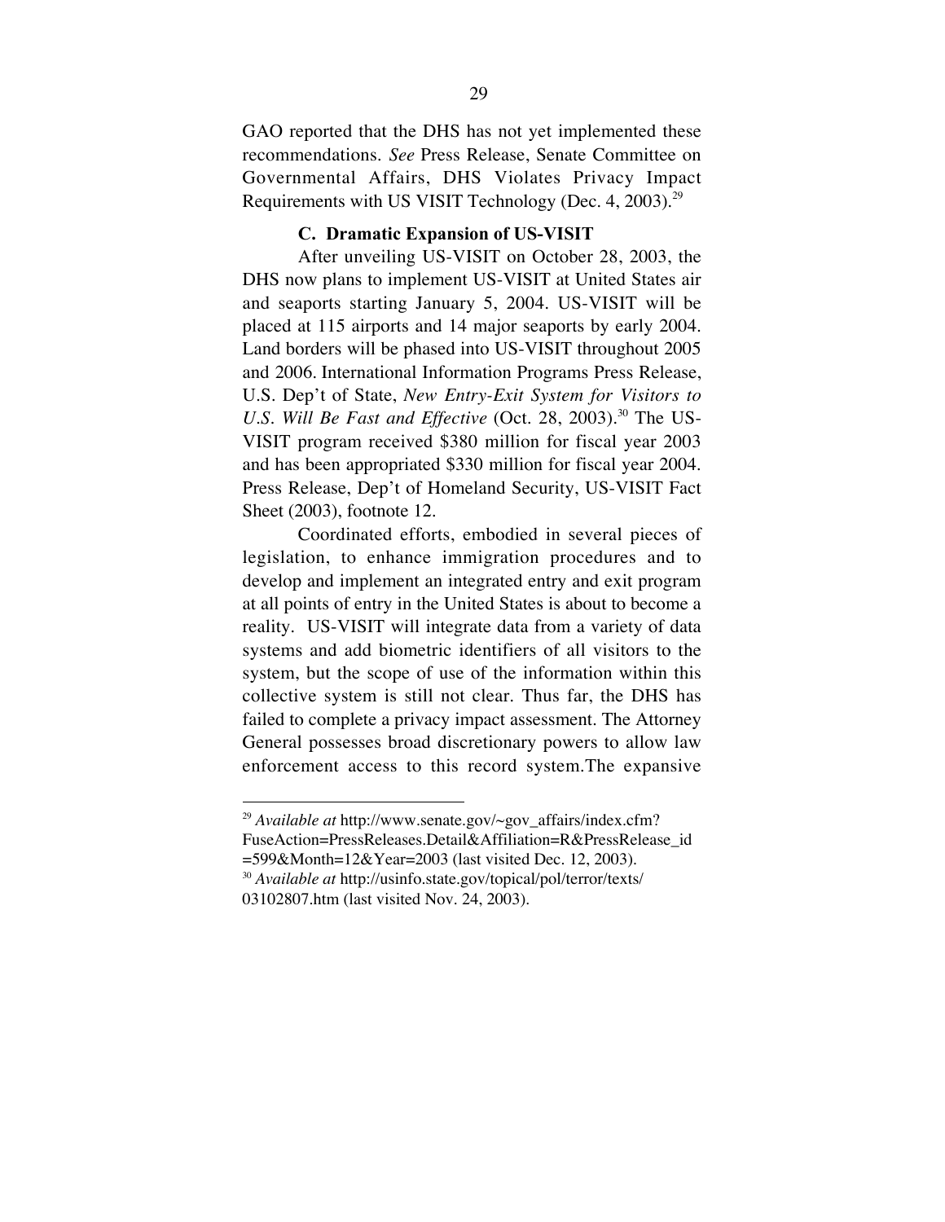GAO reported that the DHS has not yet implemented these recommendations. *See* Press Release, Senate Committee on Governmental Affairs, DHS Violates Privacy Impact Requirements with US VISIT Technology (Dec. 4, 2003).[29]

### C. Dramatic Expansion of US-VISIT

After unveiling US-VISIT on October 28, 2003, the DHS now plans to implement US-VISIT at United States air and seaports starting January 5, 2004. US-VISIT will be placed at 115 airports and 14 major seaports by early 2004. Land borders will be phased into US-VISIT throughout 2005 and 2006. International Information Programs Press Release, U.S. Dep't of State, *New Entry-Exit System for Visitors to U.S. Will Be Fast and Effective* (Oct. 28, 2003).[30] The US-VISIT program received $380 million for fiscal year 2003 and has been appropriated $330 million for fiscal year 2004. Press Release, Dep't of Homeland Security, US-VISIT Fact Sheet (2003), footnote 12.

Coordinated efforts, embodied in several pieces of legislation, to enhance immigration procedures and to develop and implement an integrated entry and exit program at all points of entry in the United States is about to become a reality. US-VISIT will integrate data from a variety of data systems and add biometric identifiers of all visitors to the system, but the scope of use of the information within this collective system is still not clear. Thus far, the DHS has failed to complete a privacy impact assessment. The Attorney General possesses broad discretionary powers to allow law enforcement access to this record system.The expansive

---

[29] *Available at* http://www.senate.gov/~gov_affairs/index.cfm?FuseAction=PressReleases.Detail&Affiliation=R&PressRelease_id=599&Month=12&Year=2003 (last visited Dec. 12, 2003).

[30] *Available at* http://usinfo.state.gov/topical/pol/terror/texts/03102807.htm (last visited Nov. 24, 2003).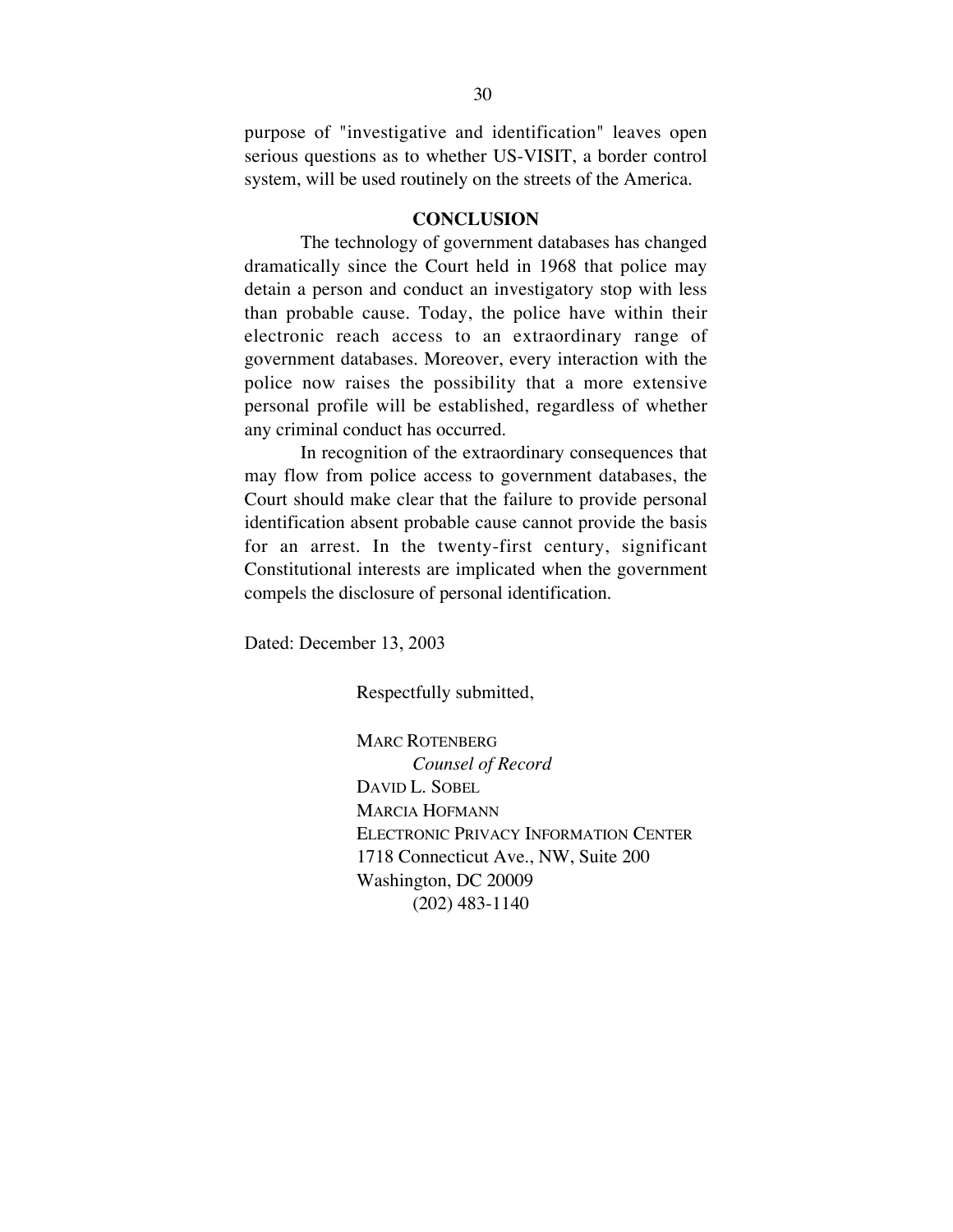purpose of "investigative and identification" leaves open serious questions as to whether US-VISIT, a border control system, will be used routinely on the streets of the America.

## CONCLUSION

The technology of government databases has changed dramatically since the Court held in 1968 that police may detain a person and conduct an investigatory stop with less than probable cause. Today, the police have within their electronic reach access to an extraordinary range of government databases. Moreover, every interaction with the police now raises the possibility that a more extensive personal profile will be established, regardless of whether any criminal conduct has occurred.

In recognition of the extraordinary consequences that may flow from police access to government databases, the Court should make clear that the failure to provide personal identification absent probable cause cannot provide the basis for an arrest. In the twenty-first century, significant Constitutional interests are implicated when the government compels the disclosure of personal identification.

Dated: December 13, 2003

Respectfully submitted,

MARC ROTENBERG
*Counsel of Record*
DAVID L. SOBEL
MARCIA HOFMANN
ELECTRONIC PRIVACY INFORMATION CENTER
1718 Connecticut Ave., NW, Suite 200
Washington, DC 20009
(202) 483-1140